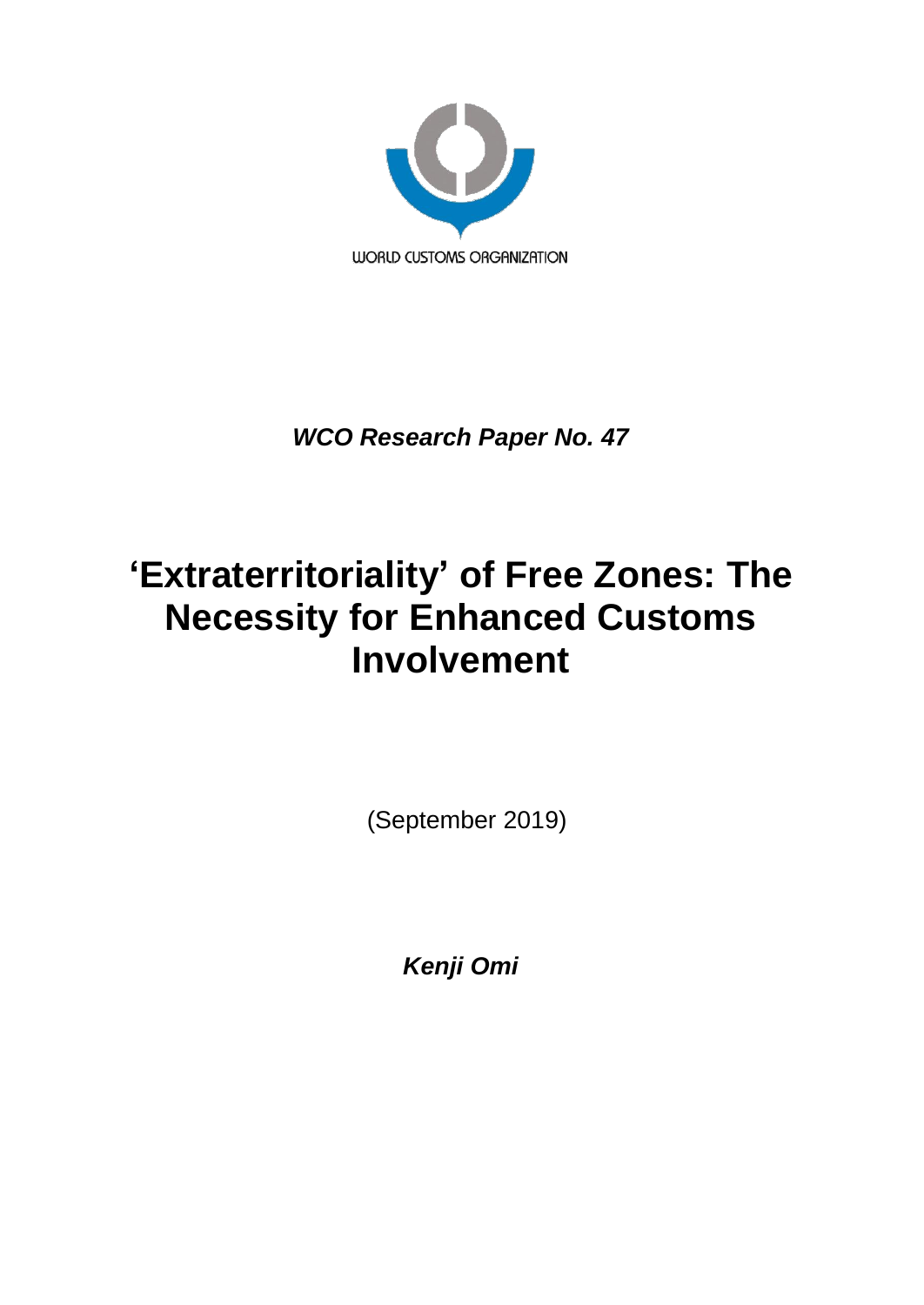WORLD CUSTOMS ORGANIZATION

*WCO Research Paper No. 47*

# 'Extraterritoriality' of Free Zones: The Necessity for Enhanced Customs Involvement

(September 2019)

***Kenji Omi***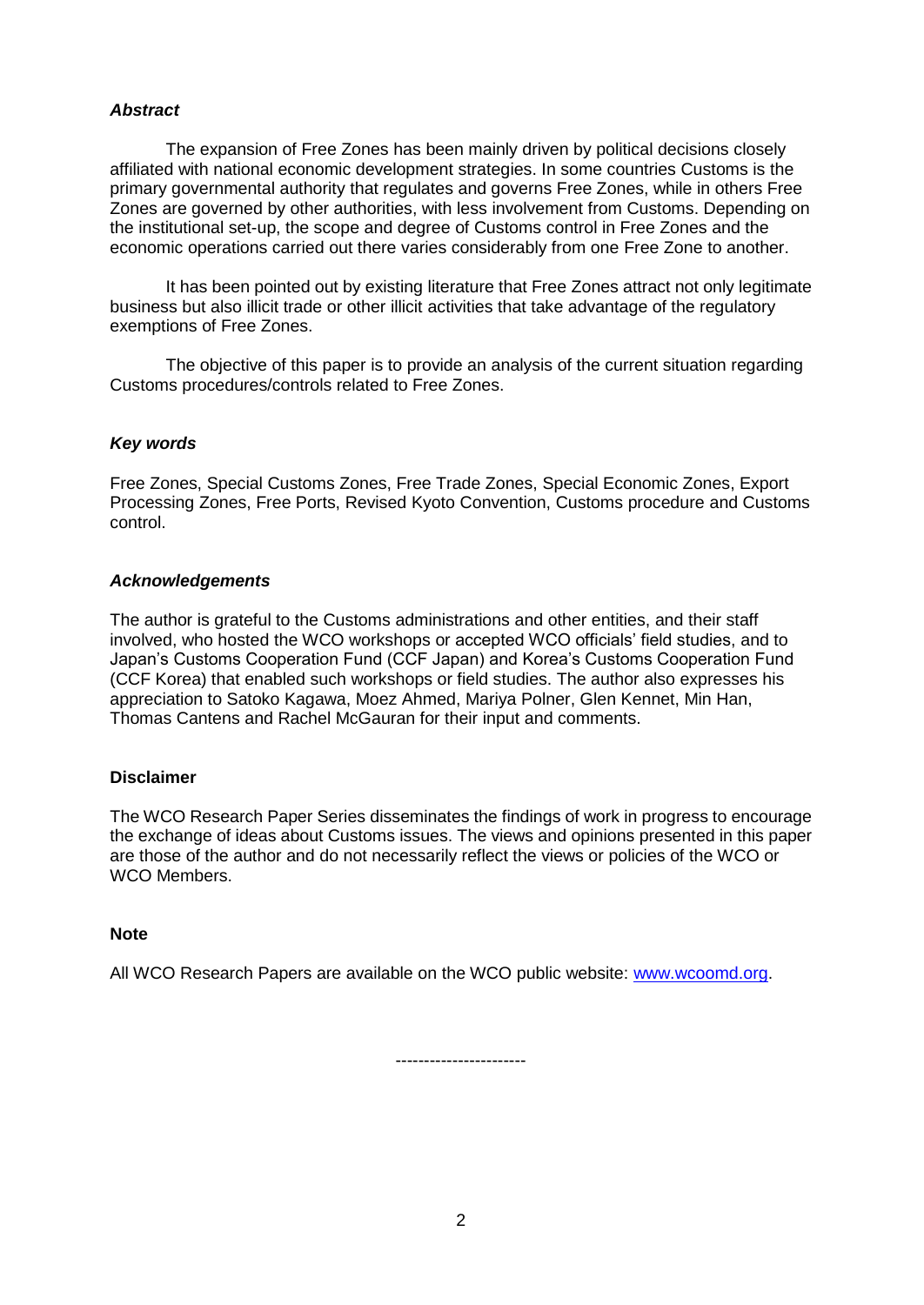### *Abstract*

The expansion of Free Zones has been mainly driven by political decisions closely affiliated with national economic development strategies. In some countries Customs is the primary governmental authority that regulates and governs Free Zones, while in others Free Zones are governed by other authorities, with less involvement from Customs. Depending on the institutional set-up, the scope and degree of Customs control in Free Zones and the economic operations carried out there varies considerably from one Free Zone to another.

It has been pointed out by existing literature that Free Zones attract not only legitimate business but also illicit trade or other illicit activities that take advantage of the regulatory exemptions of Free Zones.

The objective of this paper is to provide an analysis of the current situation regarding Customs procedures/controls related to Free Zones.

### *Key words*

Free Zones, Special Customs Zones, Free Trade Zones, Special Economic Zones, Export Processing Zones, Free Ports, Revised Kyoto Convention, Customs procedure and Customs control.

### *Acknowledgements*

The author is grateful to the Customs administrations and other entities, and their staff involved, who hosted the WCO workshops or accepted WCO officials' field studies, and to Japan's Customs Cooperation Fund (CCF Japan) and Korea's Customs Cooperation Fund (CCF Korea) that enabled such workshops or field studies. The author also expresses his appreciation to Satoko Kagawa, Moez Ahmed, Mariya Polner, Glen Kennet, Min Han, Thomas Cantens and Rachel McGauran for their input and comments.

### **Disclaimer**

The WCO Research Paper Series disseminates the findings of work in progress to encourage the exchange of ideas about Customs issues. The views and opinions presented in this paper are those of the author and do not necessarily reflect the views or policies of the WCO or WCO Members.

### **Note**

All WCO Research Papers are available on the WCO public website: www.wcoomd.org.

-----------------------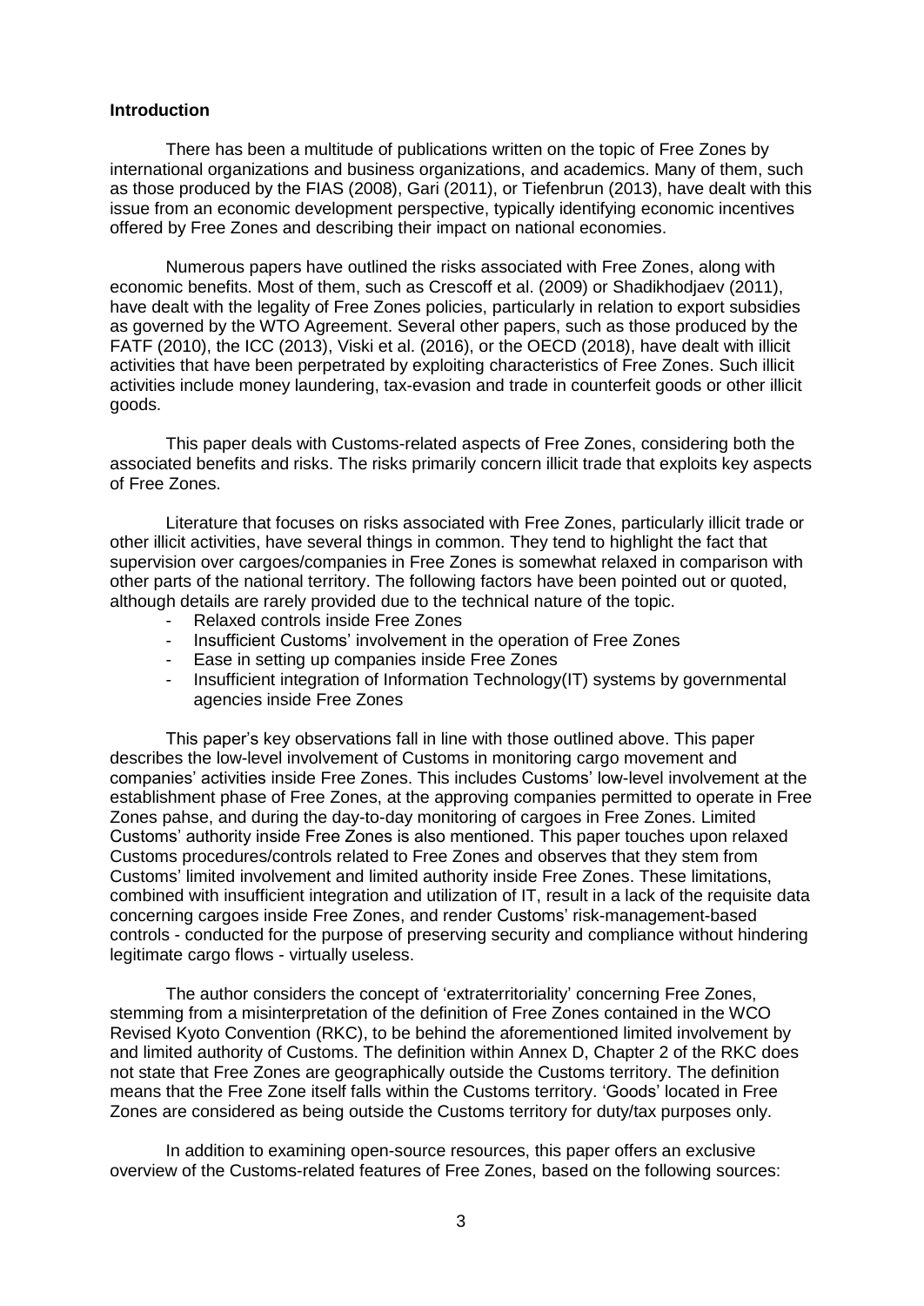**Introduction**

There has been a multitude of publications written on the topic of Free Zones by international organizations and business organizations, and academics. Many of them, such as those produced by the FIAS (2008), Gari (2011), or Tiefenbrun (2013), have dealt with this issue from an economic development perspective, typically identifying economic incentives offered by Free Zones and describing their impact on national economies.

Numerous papers have outlined the risks associated with Free Zones, along with economic benefits. Most of them, such as Crescoff et al. (2009) or Shadikhodjaev (2011), have dealt with the legality of Free Zones policies, particularly in relation to export subsidies as governed by the WTO Agreement. Several other papers, such as those produced by the FATF (2010), the ICC (2013), Viski et al. (2016), or the OECD (2018), have dealt with illicit activities that have been perpetrated by exploiting characteristics of Free Zones. Such illicit activities include money laundering, tax-evasion and trade in counterfeit goods or other illicit goods.

This paper deals with Customs-related aspects of Free Zones, considering both the associated benefits and risks. The risks primarily concern illicit trade that exploits key aspects of Free Zones.

Literature that focuses on risks associated with Free Zones, particularly illicit trade or other illicit activities, have several things in common. They tend to highlight the fact that supervision over cargoes/companies in Free Zones is somewhat relaxed in comparison with other parts of the national territory. The following factors have been pointed out or quoted, although details are rarely provided due to the technical nature of the topic.

- Relaxed controls inside Free Zones
- Insufficient Customs' involvement in the operation of Free Zones
- Ease in setting up companies inside Free Zones
- Insufficient integration of Information Technology(IT) systems by governmental agencies inside Free Zones

This paper's key observations fall in line with those outlined above. This paper describes the low-level involvement of Customs in monitoring cargo movement and companies' activities inside Free Zones. This includes Customs' low-level involvement at the establishment phase of Free Zones, at the approving companies permitted to operate in Free Zones pahse, and during the day-to-day monitoring of cargoes in Free Zones. Limited Customs' authority inside Free Zones is also mentioned. This paper touches upon relaxed Customs procedures/controls related to Free Zones and observes that they stem from Customs' limited involvement and limited authority inside Free Zones. These limitations, combined with insufficient integration and utilization of IT, result in a lack of the requisite data concerning cargoes inside Free Zones, and render Customs' risk-management-based controls - conducted for the purpose of preserving security and compliance without hindering legitimate cargo flows - virtually useless.

The author considers the concept of 'extraterritoriality' concerning Free Zones, stemming from a misinterpretation of the definition of Free Zones contained in the WCO Revised Kyoto Convention (RKC), to be behind the aforementioned limited involvement by and limited authority of Customs. The definition within Annex D, Chapter 2 of the RKC does not state that Free Zones are geographically outside the Customs territory. The definition means that the Free Zone itself falls within the Customs territory. 'Goods' located in Free Zones are considered as being outside the Customs territory for duty/tax purposes only.

In addition to examining open-source resources, this paper offers an exclusive overview of the Customs-related features of Free Zones, based on the following sources: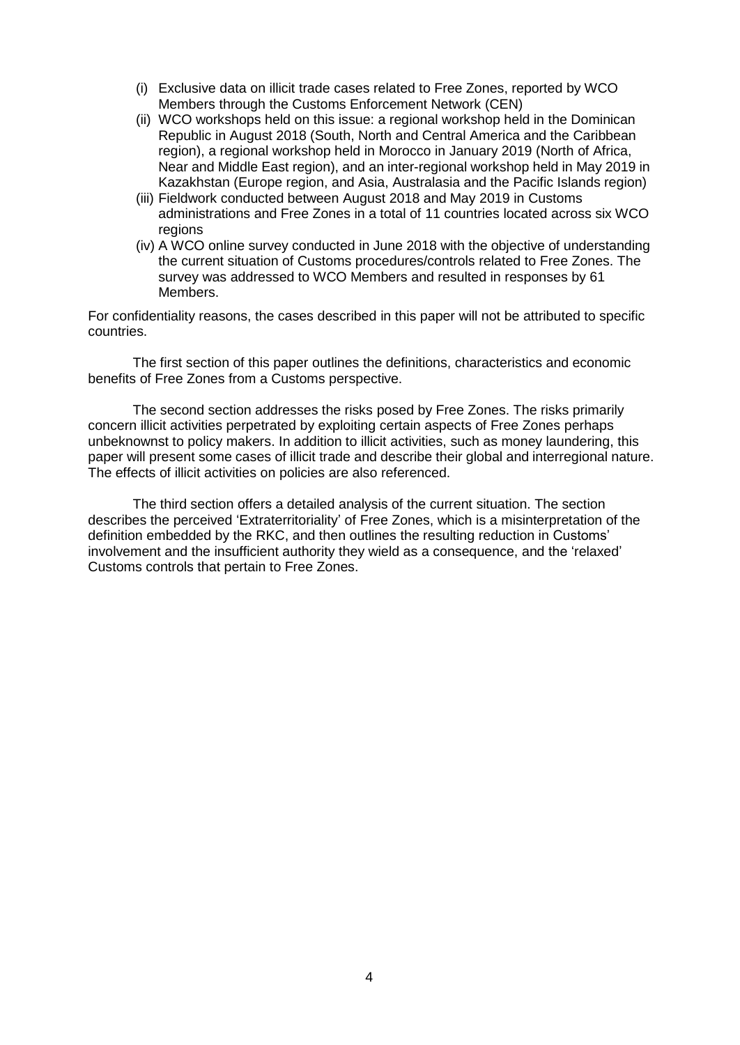(i) Exclusive data on illicit trade cases related to Free Zones, reported by WCO Members through the Customs Enforcement Network (CEN)
(ii) WCO workshops held on this issue: a regional workshop held in the Dominican Republic in August 2018 (South, North and Central America and the Caribbean region), a regional workshop held in Morocco in January 2019 (North of Africa, Near and Middle East region), and an inter-regional workshop held in May 2019 in Kazakhstan (Europe region, and Asia, Australasia and the Pacific Islands region)
(iii) Fieldwork conducted between August 2018 and May 2019 in Customs administrations and Free Zones in a total of 11 countries located across six WCO regions
(iv) A WCO online survey conducted in June 2018 with the objective of understanding the current situation of Customs procedures/controls related to Free Zones. The survey was addressed to WCO Members and resulted in responses by 61 Members.

For confidentiality reasons, the cases described in this paper will not be attributed to specific countries.

The first section of this paper outlines the definitions, characteristics and economic benefits of Free Zones from a Customs perspective.

The second section addresses the risks posed by Free Zones. The risks primarily concern illicit activities perpetrated by exploiting certain aspects of Free Zones perhaps unbeknownst to policy makers. In addition to illicit activities, such as money laundering, this paper will present some cases of illicit trade and describe their global and interregional nature. The effects of illicit activities on policies are also referenced.

The third section offers a detailed analysis of the current situation. The section describes the perceived 'Extraterritoriality' of Free Zones, which is a misinterpretation of the definition embedded by the RKC, and then outlines the resulting reduction in Customs' involvement and the insufficient authority they wield as a consequence, and the 'relaxed' Customs controls that pertain to Free Zones.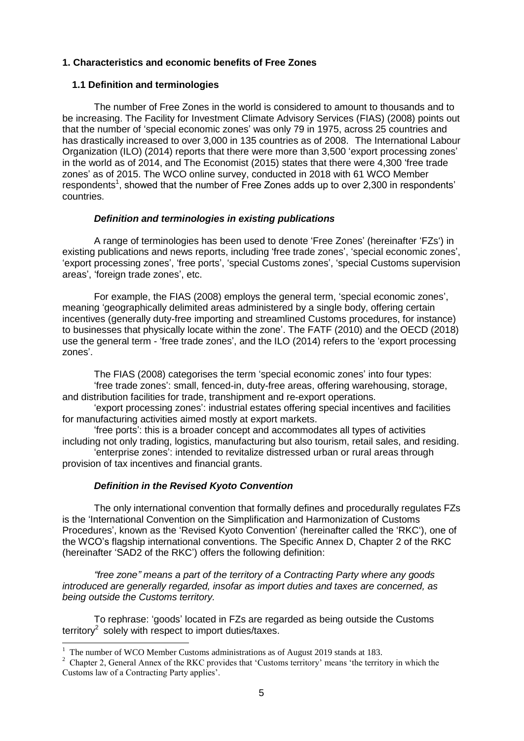## 1. Characteristics and economic benefits of Free Zones

### 1.1 Definition and terminologies

The number of Free Zones in the world is considered to amount to thousands and to be increasing. The Facility for Investment Climate Advisory Services (FIAS) (2008) points out that the number of 'special economic zones' was only 79 in 1975, across 25 countries and has drastically increased to over 3,000 in 135 countries as of 2008. The International Labour Organization (ILO) (2014) reports that there were more than 3,500 'export processing zones' in the world as of 2014, and The Economist (2015) states that there were 4,300 'free trade zones' as of 2015. The WCO online survey, conducted in 2018 with 61 WCO Member respondents[1], showed that the number of Free Zones adds up to over 2,300 in respondents' countries.

#### *Definition and terminologies in existing publications*

A range of terminologies has been used to denote 'Free Zones' (hereinafter 'FZs') in existing publications and news reports, including 'free trade zones', 'special economic zones', 'export processing zones', 'free ports', 'special Customs zones', 'special Customs supervision areas', 'foreign trade zones', etc.

For example, the FIAS (2008) employs the general term, 'special economic zones', meaning 'geographically delimited areas administered by a single body, offering certain incentives (generally duty-free importing and streamlined Customs procedures, for instance) to businesses that physically locate within the zone'. The FATF (2010) and the OECD (2018) use the general term - 'free trade zones', and the ILO (2014) refers to the 'export processing zones'.

The FIAS (2008) categorises the term 'special economic zones' into four types:

'free trade zones': small, fenced-in, duty-free areas, offering warehousing, storage, and distribution facilities for trade, transhipment and re-export operations.

'export processing zones': industrial estates offering special incentives and facilities for manufacturing activities aimed mostly at export markets.

'free ports': this is a broader concept and accommodates all types of activities including not only trading, logistics, manufacturing but also tourism, retail sales, and residing.

'enterprise zones': intended to revitalize distressed urban or rural areas through provision of tax incentives and financial grants.

#### *Definition in the Revised Kyoto Convention*

The only international convention that formally defines and procedurally regulates FZs is the 'International Convention on the Simplification and Harmonization of Customs Procedures', known as the 'Revised Kyoto Convention' (hereinafter called the 'RKC'), one of the WCO's flagship international conventions. The Specific Annex D, Chapter 2 of the RKC (hereinafter 'SAD2 of the RKC') offers the following definition:

*"free zone" means a part of the territory of a Contracting Party where any goods introduced are generally regarded, insofar as import duties and taxes are concerned, as being outside the Customs territory.*

To rephrase: 'goods' located in FZs are regarded as being outside the Customs territory[2] solely with respect to import duties/taxes.

---

[1] The number of WCO Member Customs administrations as of August 2019 stands at 183.

[2] Chapter 2, General Annex of the RKC provides that 'Customs territory' means 'the territory in which the Customs law of a Contracting Party applies'.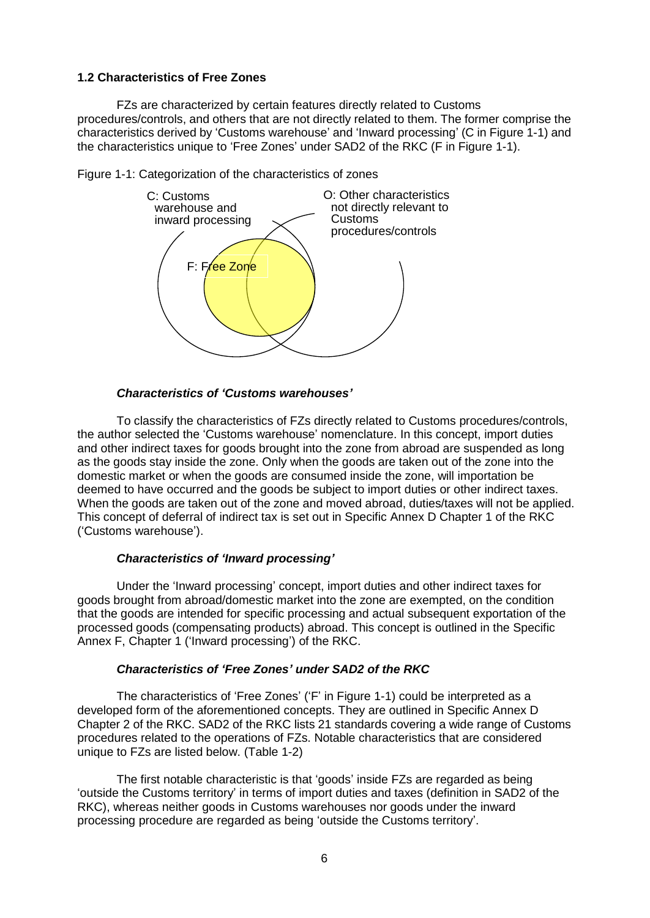### 1.2 Characteristics of Free Zones

FZs are characterized by certain features directly related to Customs procedures/controls, and others that are not directly related to them. The former comprise the characteristics derived by 'Customs warehouse' and 'Inward processing' (C in Figure 1-1) and the characteristics unique to 'Free Zones' under SAD2 of the RKC (F in Figure 1-1).

Figure 1-1: Categorization of the characteristics of zones

C: Customs warehouse and inward processing

O: Other characteristics not directly relevant to Customs procedures/controls

F: Free Zone

***Characteristics of 'Customs warehouses'***

To classify the characteristics of FZs directly related to Customs procedures/controls, the author selected the 'Customs warehouse' nomenclature. In this concept, import duties and other indirect taxes for goods brought into the zone from abroad are suspended as long as the goods stay inside the zone. Only when the goods are taken out of the zone into the domestic market or when the goods are consumed inside the zone, will importation be deemed to have occurred and the goods be subject to import duties or other indirect taxes. When the goods are taken out of the zone and moved abroad, duties/taxes will not be applied. This concept of deferral of indirect tax is set out in Specific Annex D Chapter 1 of the RKC ('Customs warehouse').

***Characteristics of 'Inward processing'***

Under the 'Inward processing' concept, import duties and other indirect taxes for goods brought from abroad/domestic market into the zone are exempted, on the condition that the goods are intended for specific processing and actual subsequent exportation of the processed goods (compensating products) abroad. This concept is outlined in the Specific Annex F, Chapter 1 ('Inward processing') of the RKC.

***Characteristics of 'Free Zones' under SAD2 of the RKC***

The characteristics of 'Free Zones' ('F' in Figure 1-1) could be interpreted as a developed form of the aforementioned concepts. They are outlined in Specific Annex D Chapter 2 of the RKC. SAD2 of the RKC lists 21 standards covering a wide range of Customs procedures related to the operations of FZs. Notable characteristics that are considered unique to FZs are listed below. (Table 1-2)

The first notable characteristic is that 'goods' inside FZs are regarded as being 'outside the Customs territory' in terms of import duties and taxes (definition in SAD2 of the RKC), whereas neither goods in Customs warehouses nor goods under the inward processing procedure are regarded as being 'outside the Customs territory'.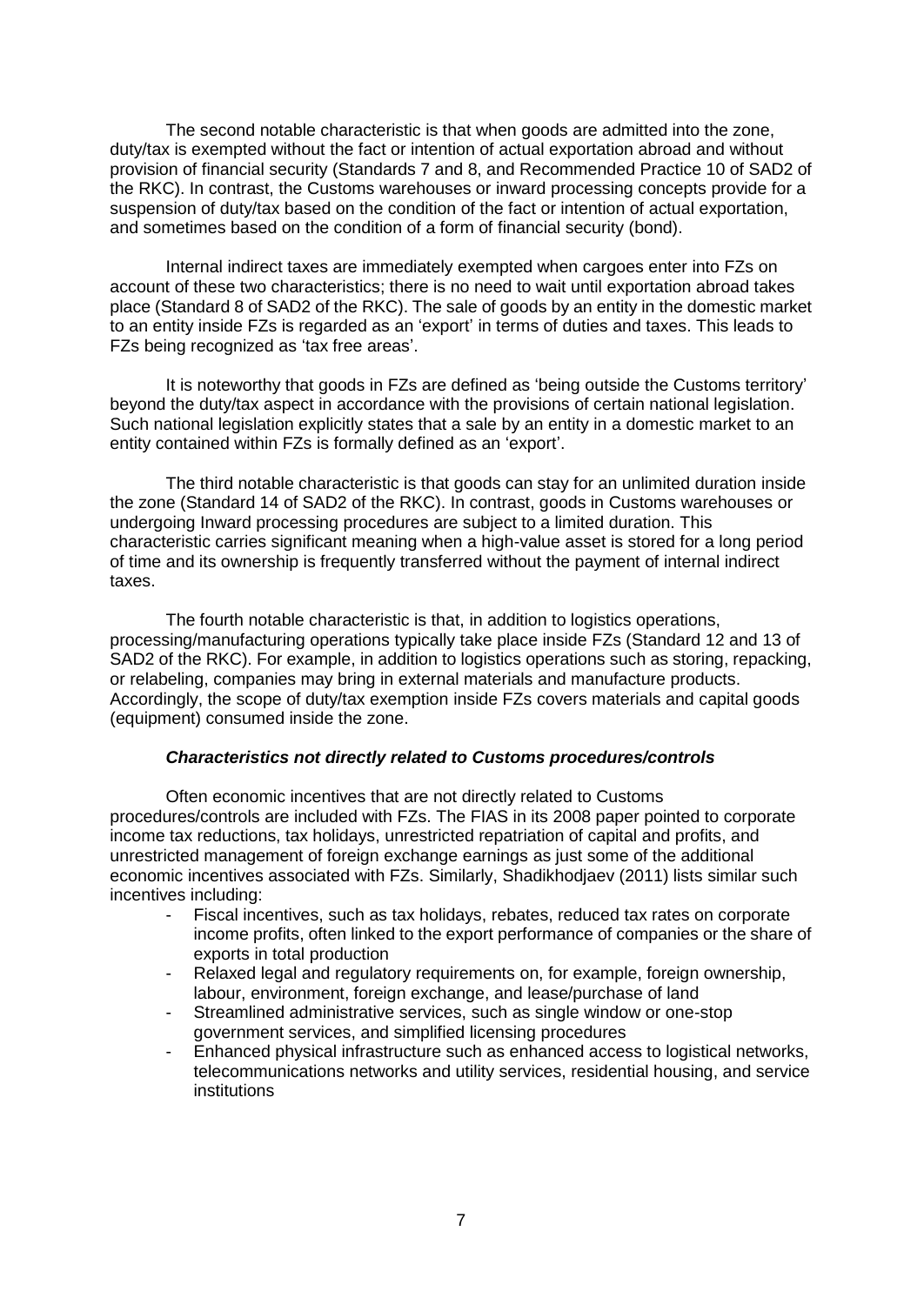The second notable characteristic is that when goods are admitted into the zone, duty/tax is exempted without the fact or intention of actual exportation abroad and without provision of financial security (Standards 7 and 8, and Recommended Practice 10 of SAD2 of the RKC). In contrast, the Customs warehouses or inward processing concepts provide for a suspension of duty/tax based on the condition of the fact or intention of actual exportation, and sometimes based on the condition of a form of financial security (bond).

Internal indirect taxes are immediately exempted when cargoes enter into FZs on account of these two characteristics; there is no need to wait until exportation abroad takes place (Standard 8 of SAD2 of the RKC). The sale of goods by an entity in the domestic market to an entity inside FZs is regarded as an 'export' in terms of duties and taxes. This leads to FZs being recognized as 'tax free areas'.

It is noteworthy that goods in FZs are defined as 'being outside the Customs territory' beyond the duty/tax aspect in accordance with the provisions of certain national legislation. Such national legislation explicitly states that a sale by an entity in a domestic market to an entity contained within FZs is formally defined as an 'export'.

The third notable characteristic is that goods can stay for an unlimited duration inside the zone (Standard 14 of SAD2 of the RKC). In contrast, goods in Customs warehouses or undergoing Inward processing procedures are subject to a limited duration. This characteristic carries significant meaning when a high-value asset is stored for a long period of time and its ownership is frequently transferred without the payment of internal indirect taxes.

The fourth notable characteristic is that, in addition to logistics operations, processing/manufacturing operations typically take place inside FZs (Standard 12 and 13 of SAD2 of the RKC). For example, in addition to logistics operations such as storing, repacking, or relabeling, companies may bring in external materials and manufacture products. Accordingly, the scope of duty/tax exemption inside FZs covers materials and capital goods (equipment) consumed inside the zone.

***Characteristics not directly related to Customs procedures/controls***

Often economic incentives that are not directly related to Customs procedures/controls are included with FZs. The FIAS in its 2008 paper pointed to corporate income tax reductions, tax holidays, unrestricted repatriation of capital and profits, and unrestricted management of foreign exchange earnings as just some of the additional economic incentives associated with FZs. Similarly, Shadikhodjaev (2011) lists similar such incentives including:

- Fiscal incentives, such as tax holidays, rebates, reduced tax rates on corporate income profits, often linked to the export performance of companies or the share of exports in total production
- Relaxed legal and regulatory requirements on, for example, foreign ownership, labour, environment, foreign exchange, and lease/purchase of land
- Streamlined administrative services, such as single window or one-stop government services, and simplified licensing procedures
- Enhanced physical infrastructure such as enhanced access to logistical networks, telecommunications networks and utility services, residential housing, and service institutions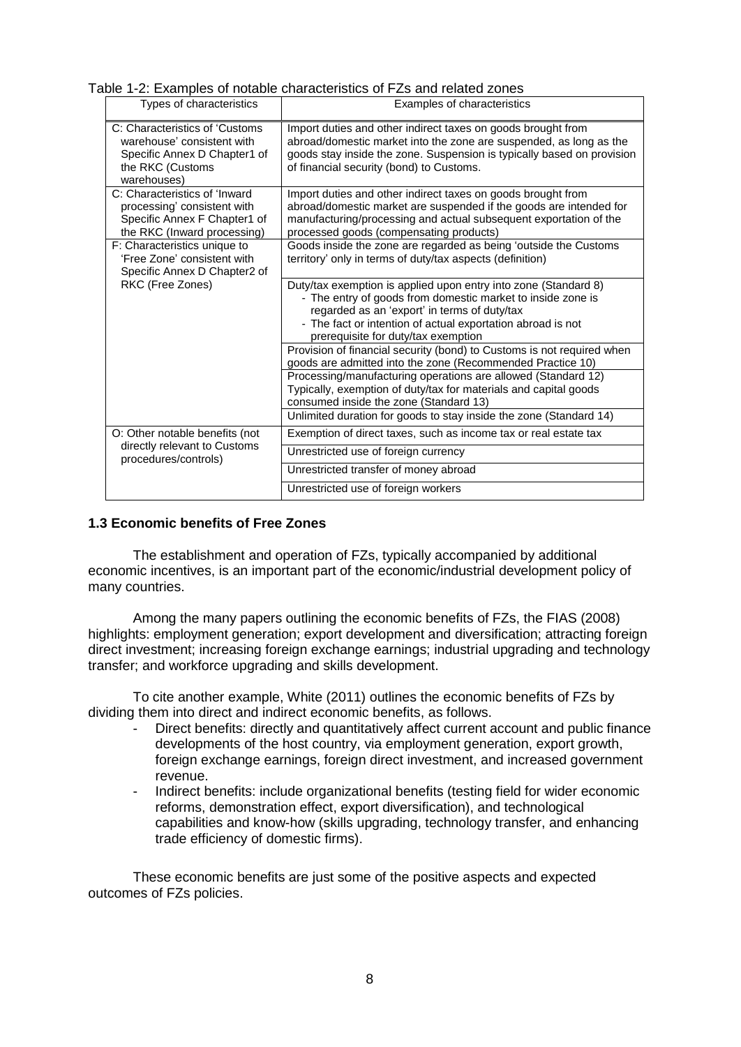Table 1-2: Examples of notable characteristics of FZs and related zones

| Types of characteristics | Examples of characteristics |
|---|---|
| C: Characteristics of 'Customs warehouse' consistent with Specific Annex D Chapter1 of the RKC (Customs warehouses) | Import duties and other indirect taxes on goods brought from abroad/domestic market into the zone are suspended, as long as the goods stay inside the zone. Suspension is typically based on provision of financial security (bond) to Customs. |
| C: Characteristics of 'Inward processing' consistent with Specific Annex F Chapter1 of the RKC (Inward processing) | Import duties and other indirect taxes on goods brought from abroad/domestic market are suspended if the goods are intended for manufacturing/processing and actual subsequent exportation of the processed goods (compensating products) |
| F: Characteristics unique to 'Free Zone' consistent with Specific Annex D Chapter2 of RKC (Free Zones) | Goods inside the zone are regarded as being 'outside the Customs territory' only in terms of duty/tax aspects (definition) |
| | Duty/tax exemption is applied upon entry into zone (Standard 8)<br>- The entry of goods from domestic market to inside zone is regarded as an 'export' in terms of duty/tax<br>- The fact or intention of actual exportation abroad is not prerequisite for duty/tax exemption |
| | Provision of financial security (bond) to Customs is not required when goods are admitted into the zone (Recommended Practice 10) |
| | Processing/manufacturing operations are allowed (Standard 12)<br>Typically, exemption of duty/tax for materials and capital goods consumed inside the zone (Standard 13) |
| | Unlimited duration for goods to stay inside the zone (Standard 14) |
| O: Other notable benefits (not directly relevant to Customs procedures/controls) | Exemption of direct taxes, such as income tax or real estate tax |
| | Unrestricted use of foreign currency |
| | Unrestricted transfer of money abroad |
| | Unrestricted use of foreign workers |

### 1.3 Economic benefits of Free Zones

The establishment and operation of FZs, typically accompanied by additional economic incentives, is an important part of the economic/industrial development policy of many countries.

Among the many papers outlining the economic benefits of FZs, the FIAS (2008) highlights: employment generation; export development and diversification; attracting foreign direct investment; increasing foreign exchange earnings; industrial upgrading and technology transfer; and workforce upgrading and skills development.

To cite another example, White (2011) outlines the economic benefits of FZs by dividing them into direct and indirect economic benefits, as follows.

- Direct benefits: directly and quantitatively affect current account and public finance developments of the host country, via employment generation, export growth, foreign exchange earnings, foreign direct investment, and increased government revenue.
- Indirect benefits: include organizational benefits (testing field for wider economic reforms, demonstration effect, export diversification), and technological capabilities and know-how (skills upgrading, technology transfer, and enhancing trade efficiency of domestic firms).

These economic benefits are just some of the positive aspects and expected outcomes of FZs policies.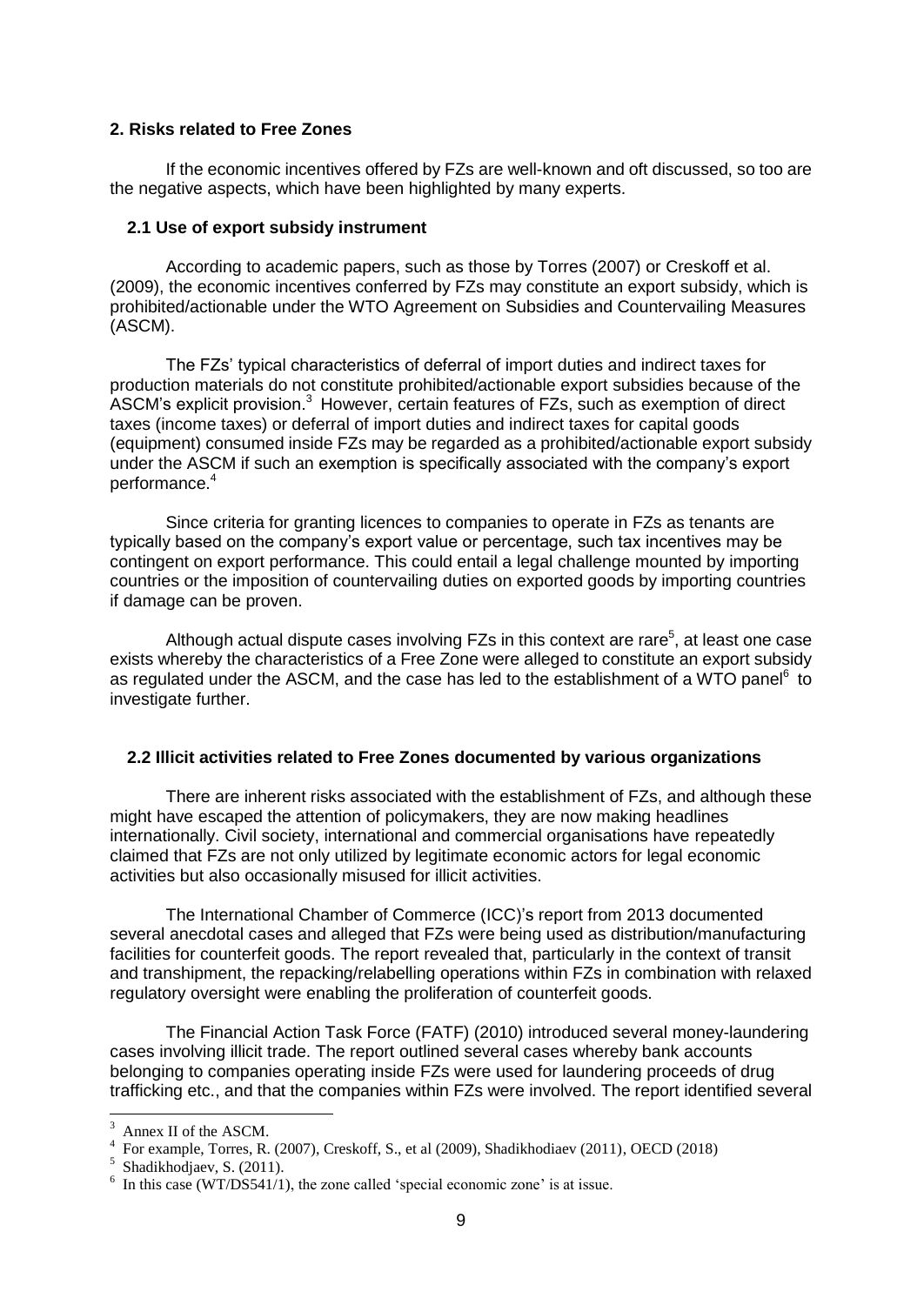## 2. Risks related to Free Zones

If the economic incentives offered by FZs are well-known and oft discussed, so too are the negative aspects, which have been highlighted by many experts.

### 2.1 Use of export subsidy instrument

According to academic papers, such as those by Torres (2007) or Creskoff et al. (2009), the economic incentives conferred by FZs may constitute an export subsidy, which is prohibited/actionable under the WTO Agreement on Subsidies and Countervailing Measures (ASCM).

The FZs' typical characteristics of deferral of import duties and indirect taxes for production materials do not constitute prohibited/actionable export subsidies because of the ASCM's explicit provision.[3] However, certain features of FZs, such as exemption of direct taxes (income taxes) or deferral of import duties and indirect taxes for capital goods (equipment) consumed inside FZs may be regarded as a prohibited/actionable export subsidy under the ASCM if such an exemption is specifically associated with the company's export performance.[4]

Since criteria for granting licences to companies to operate in FZs as tenants are typically based on the company's export value or percentage, such tax incentives may be contingent on export performance. This could entail a legal challenge mounted by importing countries or the imposition of countervailing duties on exported goods by importing countries if damage can be proven.

Although actual dispute cases involving FZs in this context are rare[5], at least one case exists whereby the characteristics of a Free Zone were alleged to constitute an export subsidy as regulated under the ASCM, and the case has led to the establishment of a WTO panel[6] to investigate further.

### 2.2 Illicit activities related to Free Zones documented by various organizations

There are inherent risks associated with the establishment of FZs, and although these might have escaped the attention of policymakers, they are now making headlines internationally. Civil society, international and commercial organisations have repeatedly claimed that FZs are not only utilized by legitimate economic actors for legal economic activities but also occasionally misused for illicit activities.

The International Chamber of Commerce (ICC)'s report from 2013 documented several anecdotal cases and alleged that FZs were being used as distribution/manufacturing facilities for counterfeit goods. The report revealed that, particularly in the context of transit and transhipment, the repacking/relabelling operations within FZs in combination with relaxed regulatory oversight were enabling the proliferation of counterfeit goods.

The Financial Action Task Force (FATF) (2010) introduced several money-laundering cases involving illicit trade. The report outlined several cases whereby bank accounts belonging to companies operating inside FZs were used for laundering proceeds of drug trafficking etc., and that the companies within FZs were involved. The report identified several

---

[3] Annex II of the ASCM.

[4] For example, Torres, R. (2007), Creskoff, S., et al (2009), Shadikhodiaev (2011), OECD (2018)

[5] Shadikhodjaev, S. (2011).

[6] In this case (WT/DS541/1), the zone called 'special economic zone' is at issue.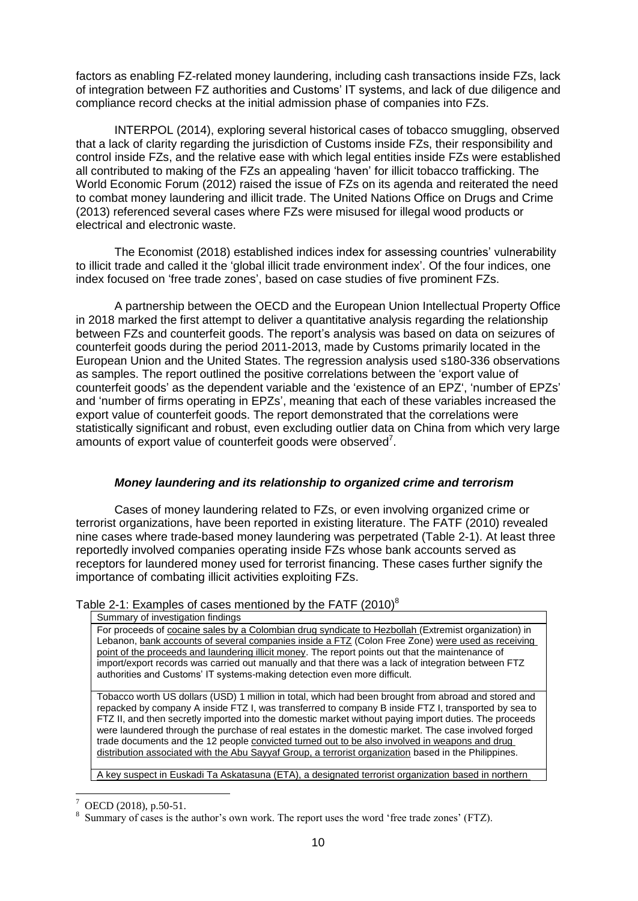factors as enabling FZ-related money laundering, including cash transactions inside FZs, lack of integration between FZ authorities and Customs' IT systems, and lack of due diligence and compliance record checks at the initial admission phase of companies into FZs.

INTERPOL (2014), exploring several historical cases of tobacco smuggling, observed that a lack of clarity regarding the jurisdiction of Customs inside FZs, their responsibility and control inside FZs, and the relative ease with which legal entities inside FZs were established all contributed to making of the FZs an appealing 'haven' for illicit tobacco trafficking. The World Economic Forum (2012) raised the issue of FZs on its agenda and reiterated the need to combat money laundering and illicit trade. The United Nations Office on Drugs and Crime (2013) referenced several cases where FZs were misused for illegal wood products or electrical and electronic waste.

The Economist (2018) established indices index for assessing countries' vulnerability to illicit trade and called it the 'global illicit trade environment index'. Of the four indices, one index focused on 'free trade zones', based on case studies of five prominent FZs.

A partnership between the OECD and the European Union Intellectual Property Office in 2018 marked the first attempt to deliver a quantitative analysis regarding the relationship between FZs and counterfeit goods. The report's analysis was based on data on seizures of counterfeit goods during the period 2011-2013, made by Customs primarily located in the European Union and the United States. The regression analysis used s180-336 observations as samples. The report outlined the positive correlations between the 'export value of counterfeit goods' as the dependent variable and the 'existence of an EPZ', 'number of EPZs' and 'number of firms operating in EPZs', meaning that each of these variables increased the export value of counterfeit goods. The report demonstrated that the correlations were statistically significant and robust, even excluding outlier data on China from which very large amounts of export value of counterfeit goods were observed[7].

### *Money laundering and its relationship to organized crime and terrorism*

Cases of money laundering related to FZs, or even involving organized crime or terrorist organizations, have been reported in existing literature. The FATF (2010) revealed nine cases where trade-based money laundering was perpetrated (Table 2-1). At least three reportedly involved companies operating inside FZs whose bank accounts served as receptors for laundered money used for terrorist financing. These cases further signify the importance of combating illicit activities exploiting FZs.

Table 2-1: Examples of cases mentioned by the FATF (2010)[8]

| Summary of investigation findings |
|---|
| For proceeds of cocaine sales by a Colombian drug syndicate to Hezbollah (Extremist organization) in Lebanon, bank accounts of several companies inside a FTZ (Colon Free Zone) were used as receiving point of the proceeds and laundering illicit money. The report points out that the maintenance of import/export records was carried out manually and that there was a lack of integration between FTZ authorities and Customs' IT systems-making detection even more difficult. |
| Tobacco worth US dollars (USD) 1 million in total, which had been brought from abroad and stored and repacked by company A inside FTZ I, was transferred to company B inside FTZ I, transported by sea to FTZ II, and then secretly imported into the domestic market without paying import duties. The proceeds were laundered through the purchase of real estates in the domestic market. The case involved forged trade documents and the 12 people convicted turned out to be also involved in weapons and drug distribution associated with the Abu Sayyaf Group, a terrorist organization based in the Philippines. |
| A key suspect in Euskadi Ta Askatasuna (ETA), a designated terrorist organization based in northern |

[7] OECD (2018), p.50-51.

[8] Summary of cases is the author's own work. The report uses the word 'free trade zones' (FTZ).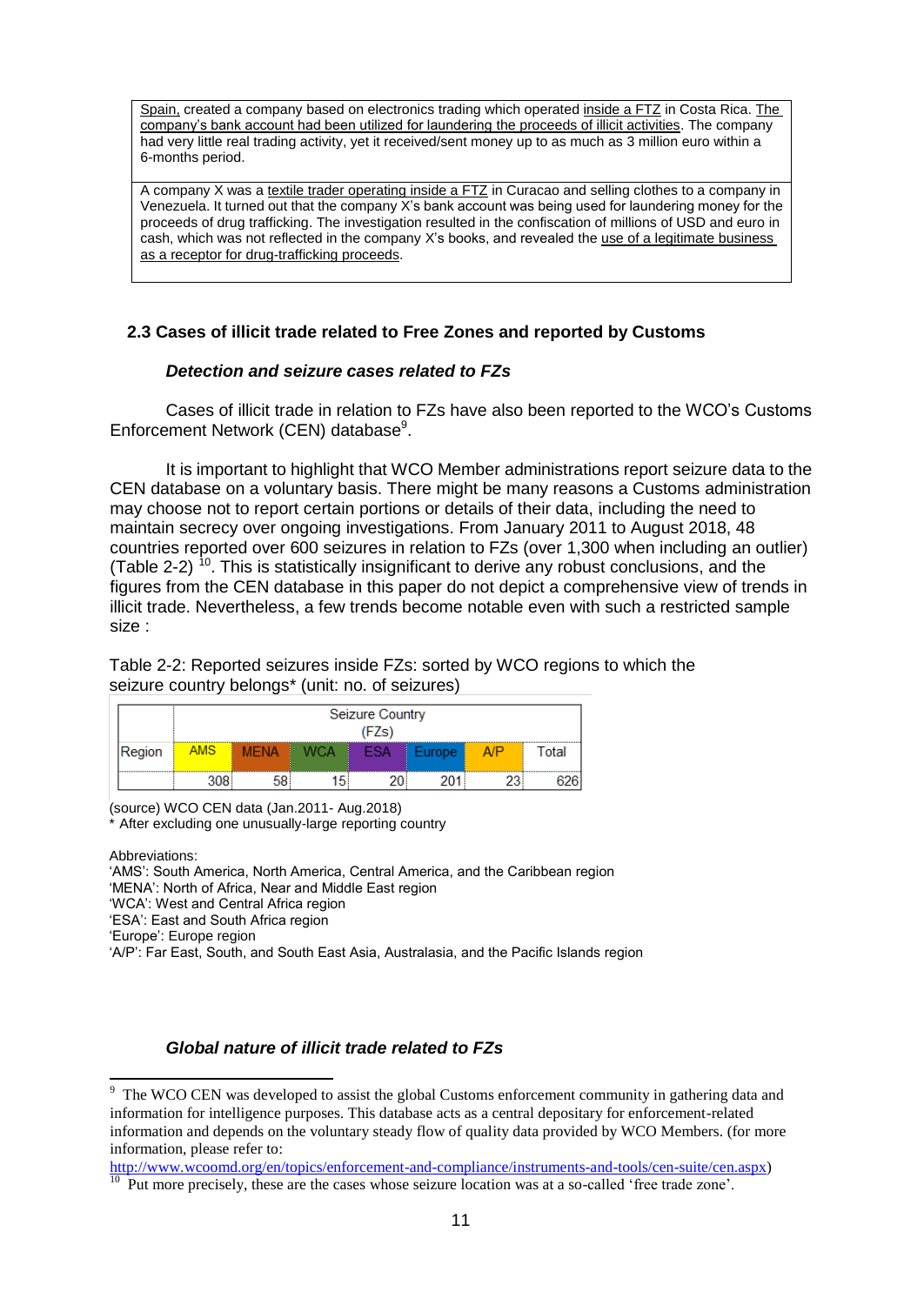| |
|---|
| Spain, created a company based on electronics trading which operated inside a FTZ in Costa Rica. The company's bank account had been utilized for laundering the proceeds of illicit activities. The company had very little real trading activity, yet it received/sent money up to as much as 3 million euro within a 6-months period. |
| A company X was a textile trader operating inside a FTZ in Curacao and selling clothes to a company in Venezuela. It turned out that the company X's bank account was being used for laundering money for the proceeds of drug trafficking. The investigation resulted in the confiscation of millions of USD and euro in cash, which was not reflected in the company X's books, and revealed the use of a legitimate business as a receptor for drug-trafficking proceeds. |

### 2.3 Cases of illicit trade related to Free Zones and reported by Customs

#### *Detection and seizure cases related to FZs*

Cases of illicit trade in relation to FZs have also been reported to the WCO's Customs Enforcement Network (CEN) database[9].

It is important to highlight that WCO Member administrations report seizure data to the CEN database on a voluntary basis. There might be many reasons a Customs administration may choose not to report certain portions or details of their data, including the need to maintain secrecy over ongoing investigations. From January 2011 to August 2018, 48 countries reported over 600 seizures in relation to FZs (over 1,300 when including an outlier) (Table 2-2) [10]. This is statistically insignificant to derive any robust conclusions, and the figures from the CEN database in this paper do not depict a comprehensive view of trends in illicit trade. Nevertheless, a few trends become notable even with such a restricted sample size :

Table 2-2: Reported seizures inside FZs: sorted by WCO regions to which the seizure country belongs* (unit: no. of seizures)

| | Seizure Country (FZs) | | | | | | |
|---|---|---|---|---|---|---|---|
| Region | AMS | MENA | WCA | ESA | Europe | A/P | Total |
| | 308 | 58 | 15 | 20 | 201 | 23 | 626 |

(source) WCO CEN data (Jan.2011- Aug.2018)
\* After excluding one unusually-large reporting country

Abbreviations:
'AMS': South America, North America, Central America, and the Caribbean region
'MENA': North of Africa, Near and Middle East region
'WCA': West and Central Africa region
'ESA': East and South Africa region
'Europe': Europe region
'A/P': Far East, South, and South East Asia, Australasia, and the Pacific Islands region

#### *Global nature of illicit trade related to FZs*

[9] The WCO CEN was developed to assist the global Customs enforcement community in gathering data and information for intelligence purposes. This database acts as a central depositary for enforcement-related information and depends on the voluntary steady flow of quality data provided by WCO Members. (for more information, please refer to: http://www.wcoomd.org/en/topics/enforcement-and-compliance/instruments-and-tools/cen-suite/cen.aspx)

[10] Put more precisely, these are the cases whose seizure location was at a so-called 'free trade zone'.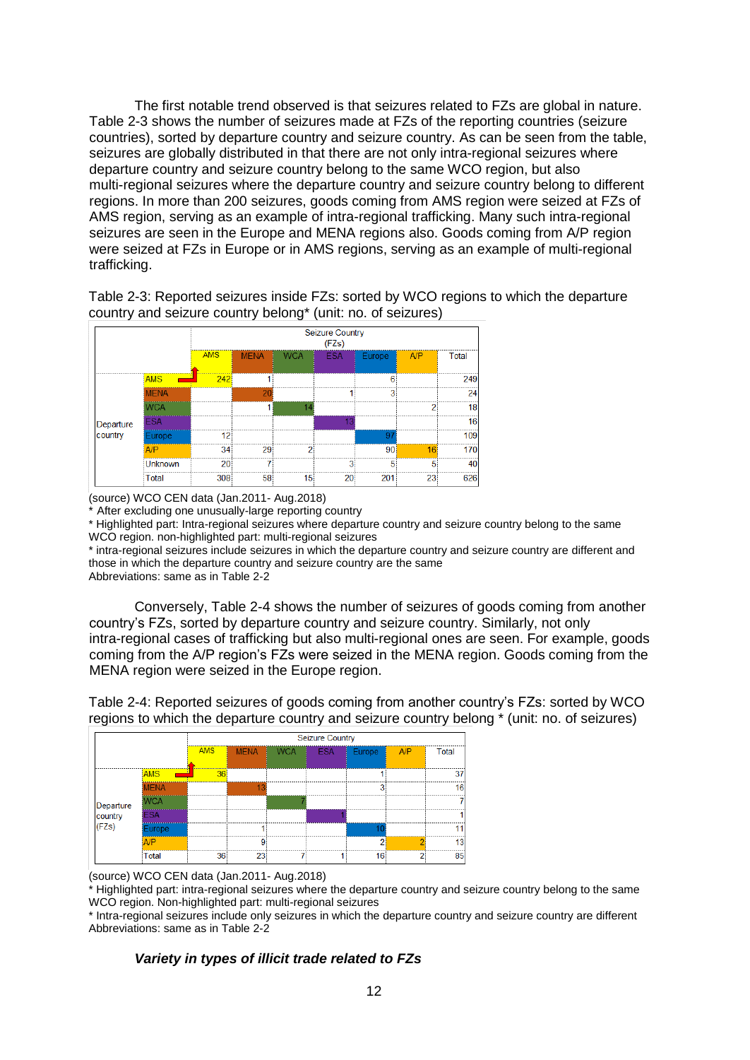The first notable trend observed is that seizures related to FZs are global in nature. Table 2-3 shows the number of seizures made at FZs of the reporting countries (seizure countries), sorted by departure country and seizure country. As can be seen from the table, seizures are globally distributed in that there are not only intra-regional seizures where departure country and seizure country belong to the same WCO region, but also multi-regional seizures where the departure country and seizure country belong to different regions. In more than 200 seizures, goods coming from AMS region were seized at FZs of AMS region, serving as an example of intra-regional trafficking. Many such intra-regional seizures are seen in the Europe and MENA regions also. Goods coming from A/P region were seized at FZs in Europe or in AMS regions, serving as an example of multi-regional trafficking.

Table 2-3: Reported seizures inside FZs: sorted by WCO regions to which the departure country and seizure country belong* (unit: no. of seizures)

| | | Seizure Country (FZs) | | | | | | |
|---|---|---|---|---|---|---|---|---|
| | | AMS | MENA | WCA | ESA | Europe | A/P | Total |
| Departure country | AMS | 242 | 1 | | | 6 | | 249 |
| | MENA | | 20 | | 1 | 3 | | 24 |
| | WCA | | 1 | 14 | | | 2 | 18 |
| | ESA | | | | 13 | | | 16 |
| | Europe | 12 | | | | 97 | | 109 |
| | A/P | 34 | 29 | 2 | | 90 | 16 | 170 |
| | Unknown | 20 | 7 | | 3 | 5 | 5 | 40 |
| | Total | 308 | 58 | 15 | 20 | 201 | 23 | 626 |

(source) WCO CEN data (Jan.2011- Aug.2018)
* After excluding one unusually-large reporting country
* Highlighted part: Intra-regional seizures where departure country and seizure country belong to the same WCO region. non-highlighted part: multi-regional seizures
* intra-regional seizures include seizures in which the departure country and seizure country are different and those in which the departure country and seizure country are the same
Abbreviations: same as in Table 2-2

Conversely, Table 2-4 shows the number of seizures of goods coming from another country's FZs, sorted by departure country and seizure country. Similarly, not only intra-regional cases of trafficking but also multi-regional ones are seen. For example, goods coming from the A/P region's FZs were seized in the MENA region. Goods coming from the MENA region were seized in the Europe region.

Table 2-4: Reported seizures of goods coming from another country's FZs: sorted by WCO regions to which the departure country and seizure country belong * (unit: no. of seizures)

| | | Seizure Country | | | | | | |
|---|---|---|---|---|---|---|---|---|
| | | AMS | MENA | WCA | ESA | Europe | A/P | Total |
| Departure country (FZs) | AMS | 36 | | | | 1 | | 37 |
| | MENA | | 13 | | | 3 | | 16 |
| | WCA | | | 7 | | | | 7 |
| | ESA | | | | 1 | | | 1 |
| | Europe | | 1 | | | 10 | | 11 |
| | A/P | | 9 | | | 2 | 2 | 13 |
| | Total | 36 | 23 | 7 | 1 | 16 | 2 | 85 |

(source) WCO CEN data (Jan.2011- Aug.2018)
* Highlighted part: intra-regional seizures where the departure country and seizure country belong to the same WCO region. Non-highlighted part: multi-regional seizures
* Intra-regional seizures include only seizures in which the departure country and seizure country are different
Abbreviations: same as in Table 2-2

***Variety in types of illicit trade related to FZs***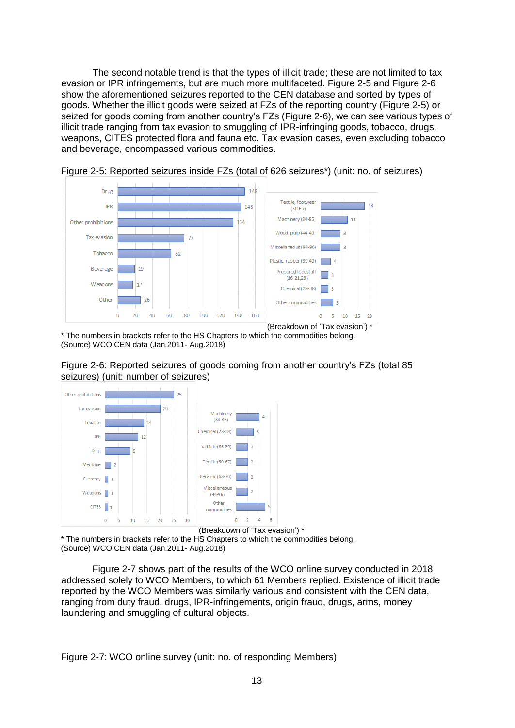The second notable trend is that the types of illicit trade; these are not limited to tax evasion or IPR infringements, but are much more multifaceted. Figure 2-5 and Figure 2-6 show the aforementioned seizures reported to the CEN database and sorted by types of goods. Whether the illicit goods were seized at FZs of the reporting country (Figure 2-5) or seized for goods coming from another country's FZs (Figure 2-6), we can see various types of illicit trade ranging from tax evasion to smuggling of IPR-infringing goods, tobacco, drugs, weapons, CITES protected flora and fauna etc. Tax evasion cases, even excluding tobacco and beverage, encompassed various commodities.

Figure 2-5: Reported seizures inside FZs (total of 626 seizures*) (unit: no. of seizures)

Drug 148
IPR 143
Other prohibitions 134
Tax evasion 77
Tobacco 62
Beverage 19
Weapons 17
Other 26

0 20 40 60 80 100 120 140 160

Textile, footwear (50-67) 18
Machinery (84-85) 11
Wood, pulp (44-49) 8
Miscellaneous (94-96) 8
Plastic, rubber (39-40) 4
Prepared foodstuff (16-21,23) 3
Chemical (28-38) 3
Other commodities 5

0 5 10 15 20

(Breakdown of 'Tax evasion') *

\* The numbers in brackets refer to the HS Chapters to which the commodities belong.
(Source) WCO CEN data (Jan.2011- Aug.2018)

Figure 2-6: Reported seizures of goods coming from another country's FZs (total 85 seizures) (unit: number of seizures)

Other prohibitions 25
Tax evasion 20
Tobacco 14
IPR 12
Drug 9
Medicine 2
Currency 1
Weapons 1
CITES 1

0 5 10 15 20 25 30

Machinery (84-85) 4
Chemical (28-38) 3
Vehicle (86-89) 2
Textile (50-67) 2
Ceramic (68-70) 2
Miscellaneous (94-96) 2
Other commodities 5

0 2 4 6

(Breakdown of 'Tax evasion') *

\* The numbers in brackets refer to the HS Chapters to which the commodities belong.
(Source) WCO CEN data (Jan.2011- Aug.2018)

Figure 2-7 shows part of the results of the WCO online survey conducted in 2018 addressed solely to WCO Members, to which 61 Members replied. Existence of illicit trade reported by the WCO Members was similarly various and consistent with the CEN data, ranging from duty fraud, drugs, IPR-infringements, origin fraud, drugs, arms, money laundering and smuggling of cultural objects.

Figure 2-7: WCO online survey (unit: no. of responding Members)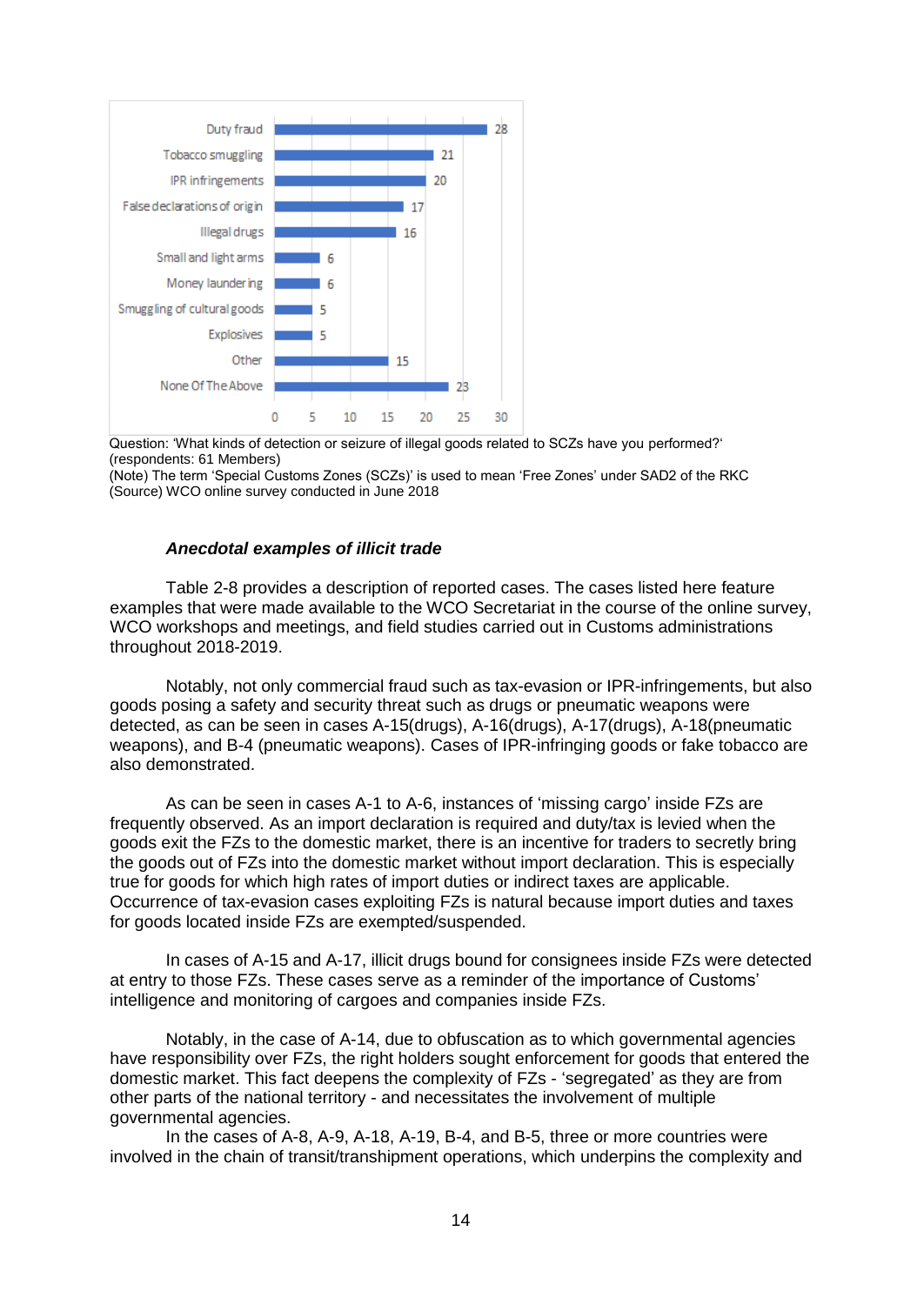Duty fraud 28
Tobacco smuggling 21
IPR infringements 20
False declarations of origin 17
Illegal drugs 16
Small and light arms 6
Money laundering 6
Smuggling of cultural goods 5
Explosives 5
Other 15
None Of The Above 23

0 5 10 15 20 25 30

Question: 'What kinds of detection or seizure of illegal goods related to SCZs have you performed?' (respondents: 61 Members)
(Note) The term 'Special Customs Zones (SCZs)' is used to mean 'Free Zones' under SAD2 of the RKC
(Source) WCO online survey conducted in June 2018

***Anecdotal examples of illicit trade***

Table 2-8 provides a description of reported cases. The cases listed here feature examples that were made available to the WCO Secretariat in the course of the online survey, WCO workshops and meetings, and field studies carried out in Customs administrations throughout 2018-2019.

Notably, not only commercial fraud such as tax-evasion or IPR-infringements, but also goods posing a safety and security threat such as drugs or pneumatic weapons were detected, as can be seen in cases A-15(drugs), A-16(drugs), A-17(drugs), A-18(pneumatic weapons), and B-4 (pneumatic weapons). Cases of IPR-infringing goods or fake tobacco are also demonstrated.

As can be seen in cases A-1 to A-6, instances of 'missing cargo' inside FZs are frequently observed. As an import declaration is required and duty/tax is levied when the goods exit the FZs to the domestic market, there is an incentive for traders to secretly bring the goods out of FZs into the domestic market without import declaration. This is especially true for goods for which high rates of import duties or indirect taxes are applicable. Occurrence of tax-evasion cases exploiting FZs is natural because import duties and taxes for goods located inside FZs are exempted/suspended.

In cases of A-15 and A-17, illicit drugs bound for consignees inside FZs were detected at entry to those FZs. These cases serve as a reminder of the importance of Customs' intelligence and monitoring of cargoes and companies inside FZs.

Notably, in the case of A-14, due to obfuscation as to which governmental agencies have responsibility over FZs, the right holders sought enforcement for goods that entered the domestic market. This fact deepens the complexity of FZs - 'segregated' as they are from other parts of the national territory - and necessitates the involvement of multiple governmental agencies.

In the cases of A-8, A-9, A-18, A-19, B-4, and B-5, three or more countries were involved in the chain of transit/transhipment operations, which underpins the complexity and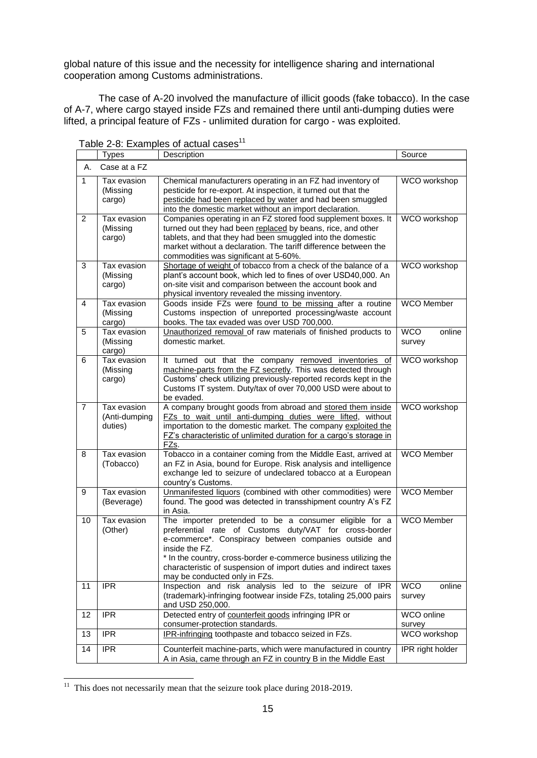global nature of this issue and the necessity for intelligence sharing and international cooperation among Customs administrations.

The case of A-20 involved the manufacture of illicit goods (fake tobacco). In the case of A-7, where cargo stayed inside FZs and remained there until anti-dumping duties were lifted, a principal feature of FZs - unlimited duration for cargo - was exploited.

Table 2-8: Examples of actual cases[11]

| | Types | Description | Source |
|---|---|---|---|
| A. | Case at a FZ | | |
| 1 | Tax evasion (Missing cargo) | Chemical manufacturers operating in an FZ had inventory of pesticide for re-export. At inspection, it turned out that the pesticide had been replaced by water and had been smuggled into the domestic market without an import declaration. | WCO workshop |
| 2 | Tax evasion (Missing cargo) | Companies operating in an FZ stored food supplement boxes. It turned out they had been replaced by beans, rice, and other tablets, and that they had been smuggled into the domestic market without a declaration. The tariff difference between the commodities was significant at 5-60%. | WCO workshop |
| 3 | Tax evasion (Missing cargo) | Shortage of weight of tobacco from a check of the balance of a plant's account book, which led to fines of over USD40,000. An on-site visit and comparison between the account book and physical inventory revealed the missing inventory. | WCO workshop |
| 4 | Tax evasion (Missing cargo) | Goods inside FZs were found to be missing after a routine Customs inspection of unreported processing/waste account books. The tax evaded was over USD 700,000. | WCO Member |
| 5 | Tax evasion (Missing cargo) | Unauthorized removal of raw materials of finished products to domestic market. | WCO online survey |
| 6 | Tax evasion (Missing cargo) | It turned out that the company removed inventories of machine-parts from the FZ secretly. This was detected through Customs' check utilizing previously-reported records kept in the Customs IT system. Duty/tax of over 70,000 USD were about to be evaded. | WCO workshop |
| 7 | Tax evasion (Anti-dumping duties) | A company brought goods from abroad and stored them inside FZs to wait until anti-dumping duties were lifted, without importation to the domestic market. The company exploited the FZ's characteristic of unlimited duration for a cargo's storage in FZs. | WCO workshop |
| 8 | Tax evasion (Tobacco) | Tobacco in a container coming from the Middle East, arrived at an FZ in Asia, bound for Europe. Risk analysis and intelligence exchange led to seizure of undeclared tobacco at a European country's Customs. | WCO Member |
| 9 | Tax evasion (Beverage) | Unmanifested liquors (combined with other commodities) were found. The good was detected in transshipment country A's FZ in Asia. | WCO Member |
| 10 | Tax evasion (Other) | The importer pretended to be a consumer eligible for a preferential rate of Customs duty/VAT for cross-border e-commerce*. Conspiracy between companies outside and inside the FZ.<br>* In the country, cross-border e-commerce business utilizing the characteristic of suspension of import duties and indirect taxes may be conducted only in FZs. | WCO Member |
| 11 | IPR | Inspection and risk analysis led to the seizure of IPR (trademark)-infringing footwear inside FZs, totaling 25,000 pairs and USD 250,000. | WCO online survey |
| 12 | IPR | Detected entry of counterfeit goods infringing IPR or consumer-protection standards. | WCO online survey |
| 13 | IPR | IPR-infringing toothpaste and tobacco seized in FZs. | WCO workshop |
| 14 | IPR | Counterfeit machine-parts, which were manufactured in country A in Asia, came through an FZ in country B in the Middle East | IPR right holder |

[11] This does not necessarily mean that the seizure took place during 2018-2019.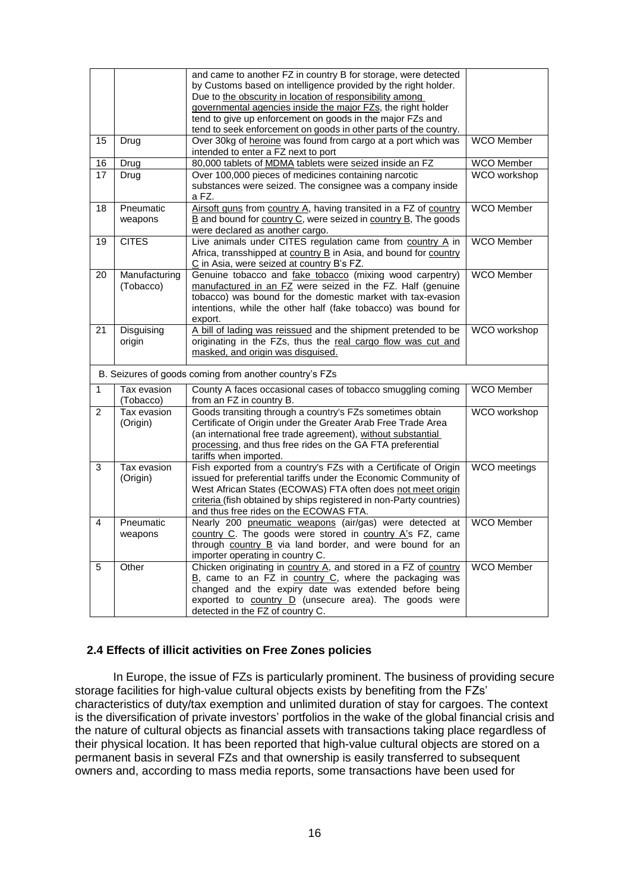|  |  | and came to another FZ in country B for storage, were detected by Customs based on intelligence provided by the right holder. Due to the obscurity in location of responsibility among governmental agencies inside the major FZs, the right holder tend to give up enforcement on goods in the major FZs and tend to seek enforcement on goods in other parts of the country. |  |
|---|---|---|---|
| 15 | Drug | Over 30kg of heroine was found from cargo at a port which was intended to enter a FZ next to port | WCO Member |
| 16 | Drug | 80,000 tablets of MDMA tablets were seized inside an FZ | WCO Member |
| 17 | Drug | Over 100,000 pieces of medicines containing narcotic substances were seized. The consignee was a company inside a FZ. | WCO workshop |
| 18 | Pneumatic weapons | Airsoft guns from country A, having transited in a FZ of country B and bound for country C, were seized in country B, The goods were declared as another cargo. | WCO Member |
| 19 | CITES | Live animals under CITES regulation came from country A in Africa, transshipped at country B in Asia, and bound for country C in Asia, were seized at country B's FZ. | WCO Member |
| 20 | Manufacturing (Tobacco) | Genuine tobacco and fake tobacco (mixing wood carpentry) manufactured in an FZ were seized in the FZ. Half (genuine tobacco) was bound for the domestic market with tax-evasion intentions, while the other half (fake tobacco) was bound for export. | WCO Member |
| 21 | Disguising origin | A bill of lading was reissued and the shipment pretended to be originating in the FZs, thus the real cargo flow was cut and masked, and origin was disguised. | WCO workshop |
| B. Seizures of goods coming from another country's FZs |  |  |  |
| 1 | Tax evasion (Tobacco) | County A faces occasional cases of tobacco smuggling coming from an FZ in country B. | WCO Member |
| 2 | Tax evasion (Origin) | Goods transiting through a country's FZs sometimes obtain Certificate of Origin under the Greater Arab Free Trade Area (an international free trade agreement), without substantial processing, and thus free rides on the GA FTA preferential tariffs when imported. | WCO workshop |
| 3 | Tax evasion (Origin) | Fish exported from a country's FZs with a Certificate of Origin issued for preferential tariffs under the Economic Community of West African States (ECOWAS) FTA often does not meet origin criteria (fish obtained by ships registered in non-Party countries) and thus free rides on the ECOWAS FTA. | WCO meetings |
| 4 | Pneumatic weapons | Nearly 200 pneumatic weapons (air/gas) were detected at country C. The goods were stored in country A's FZ, came through country B via land border, and were bound for an importer operating in country C. | WCO Member |
| 5 | Other | Chicken originating in country A, and stored in a FZ of country B, came to an FZ in country C, where the packaging was changed and the expiry date was extended before being exported to country D (unsecure area). The goods were detected in the FZ of country C. | WCO Member |

### 2.4 Effects of illicit activities on Free Zones policies

In Europe, the issue of FZs is particularly prominent. The business of providing secure storage facilities for high-value cultural objects exists by benefiting from the FZs' characteristics of duty/tax exemption and unlimited duration of stay for cargoes. The context is the diversification of private investors' portfolios in the wake of the global financial crisis and the nature of cultural objects as financial assets with transactions taking place regardless of their physical location. It has been reported that high-value cultural objects are stored on a permanent basis in several FZs and that ownership is easily transferred to subsequent owners and, according to mass media reports, some transactions have been used for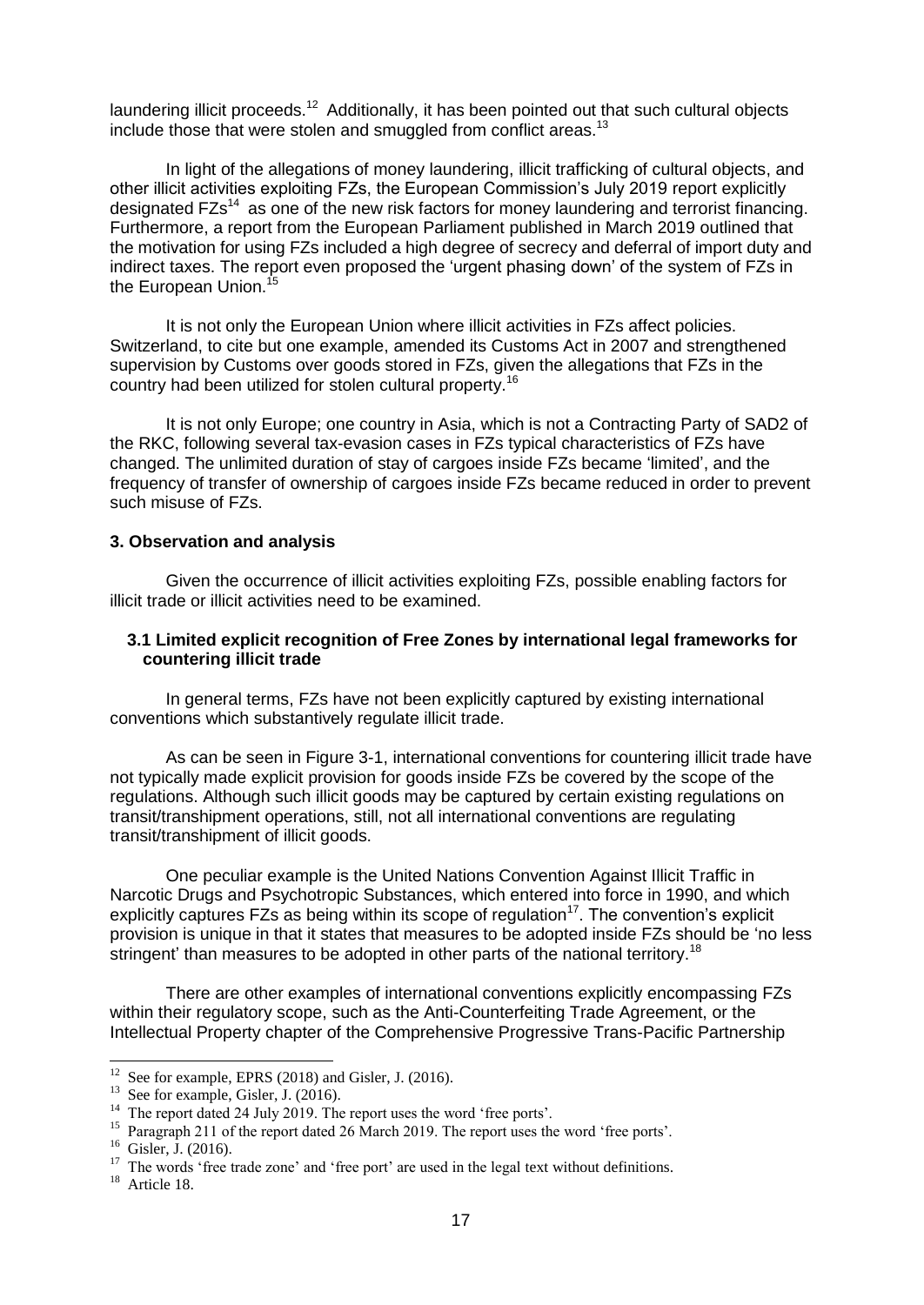laundering illicit proceeds.[12] Additionally, it has been pointed out that such cultural objects include those that were stolen and smuggled from conflict areas.[13]

In light of the allegations of money laundering, illicit trafficking of cultural objects, and other illicit activities exploiting FZs, the European Commission's July 2019 report explicitly designated FZs[14] as one of the new risk factors for money laundering and terrorist financing. Furthermore, a report from the European Parliament published in March 2019 outlined that the motivation for using FZs included a high degree of secrecy and deferral of import duty and indirect taxes. The report even proposed the 'urgent phasing down' of the system of FZs in the European Union.[15]

It is not only the European Union where illicit activities in FZs affect policies. Switzerland, to cite but one example, amended its Customs Act in 2007 and strengthened supervision by Customs over goods stored in FZs, given the allegations that FZs in the country had been utilized for stolen cultural property.[16]

It is not only Europe; one country in Asia, which is not a Contracting Party of SAD2 of the RKC, following several tax-evasion cases in FZs typical characteristics of FZs have changed. The unlimited duration of stay of cargoes inside FZs became 'limited', and the frequency of transfer of ownership of cargoes inside FZs became reduced in order to prevent such misuse of FZs.

## 3. Observation and analysis

Given the occurrence of illicit activities exploiting FZs, possible enabling factors for illicit trade or illicit activities need to be examined.

### 3.1 Limited explicit recognition of Free Zones by international legal frameworks for countering illicit trade

In general terms, FZs have not been explicitly captured by existing international conventions which substantively regulate illicit trade.

As can be seen in Figure 3-1, international conventions for countering illicit trade have not typically made explicit provision for goods inside FZs be covered by the scope of the regulations. Although such illicit goods may be captured by certain existing regulations on transit/transhipment operations, still, not all international conventions are regulating transit/transhipment of illicit goods.

One peculiar example is the United Nations Convention Against Illicit Traffic in Narcotic Drugs and Psychotropic Substances, which entered into force in 1990, and which explicitly captures FZs as being within its scope of regulation[17]. The convention's explicit provision is unique in that it states that measures to be adopted inside FZs should be 'no less stringent' than measures to be adopted in other parts of the national territory.[18]

There are other examples of international conventions explicitly encompassing FZs within their regulatory scope, such as the Anti-Counterfeiting Trade Agreement, or the Intellectual Property chapter of the Comprehensive Progressive Trans-Pacific Partnership

---

[12] See for example, EPRS (2018) and Gisler, J. (2016).

[13] See for example, Gisler, J. (2016).

[14] The report dated 24 July 2019. The report uses the word 'free ports'.

[15] Paragraph 211 of the report dated 26 March 2019. The report uses the word 'free ports'.

[16] Gisler, J. (2016).

[17] The words 'free trade zone' and 'free port' are used in the legal text without definitions.

[18] Article 18.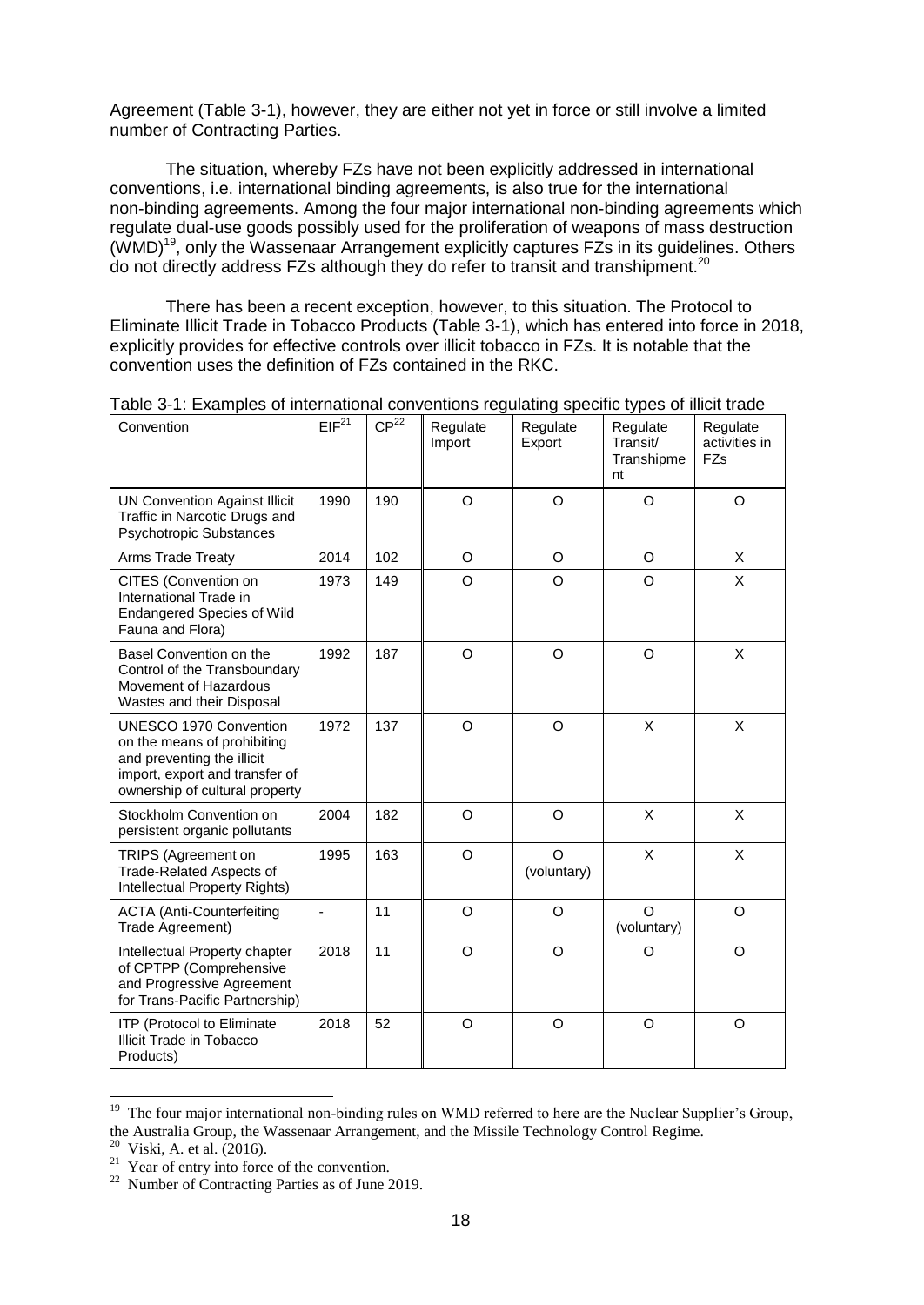Agreement (Table 3-1), however, they are either not yet in force or still involve a limited number of Contracting Parties.

The situation, whereby FZs have not been explicitly addressed in international conventions, i.e. international binding agreements, is also true for the international non-binding agreements. Among the four major international non-binding agreements which regulate dual-use goods possibly used for the proliferation of weapons of mass destruction (WMD)[19], only the Wassenaar Arrangement explicitly captures FZs in its guidelines. Others do not directly address FZs although they do refer to transit and transhipment.[20]

There has been a recent exception, however, to this situation. The Protocol to Eliminate Illicit Trade in Tobacco Products (Table 3-1), which has entered into force in 2018, explicitly provides for effective controls over illicit tobacco in FZs. It is notable that the convention uses the definition of FZs contained in the RKC.

Table 3-1: Examples of international conventions regulating specific types of illicit trade

| Convention | EIF[21] | CP[22] | Regulate Import | Regulate Export | Regulate Transit/ Transhipment | Regulate activities in FZs |
|---|---|---|---|---|---|---|
| UN Convention Against Illicit Traffic in Narcotic Drugs and Psychotropic Substances | 1990 | 190 | O | O | O | O |
| Arms Trade Treaty | 2014 | 102 | O | O | O | X |
| CITES (Convention on International Trade in Endangered Species of Wild Fauna and Flora) | 1973 | 149 | O | O | O | X |
| Basel Convention on the Control of the Transboundary Movement of Hazardous Wastes and their Disposal | 1992 | 187 | O | O | O | X |
| UNESCO 1970 Convention on the means of prohibiting and preventing the illicit import, export and transfer of ownership of cultural property | 1972 | 137 | O | O | X | X |
| Stockholm Convention on persistent organic pollutants | 2004 | 182 | O | O | X | X |
| TRIPS (Agreement on Trade-Related Aspects of Intellectual Property Rights) | 1995 | 163 | O | O (voluntary) | X | X |
| ACTA (Anti-Counterfeiting Trade Agreement) | - | 11 | O | O | O (voluntary) | O |
| Intellectual Property chapter of CPTPP (Comprehensive and Progressive Agreement for Trans-Pacific Partnership) | 2018 | 11 | O | O | O | O |
| ITP (Protocol to Eliminate Illicit Trade in Tobacco Products) | 2018 | 52 | O | O | O | O |

[19] The four major international non-binding rules on WMD referred to here are the Nuclear Supplier's Group, the Australia Group, the Wassenaar Arrangement, and the Missile Technology Control Regime.

[20] Viski, A. et al. (2016).

[21] Year of entry into force of the convention.

[22] Number of Contracting Parties as of June 2019.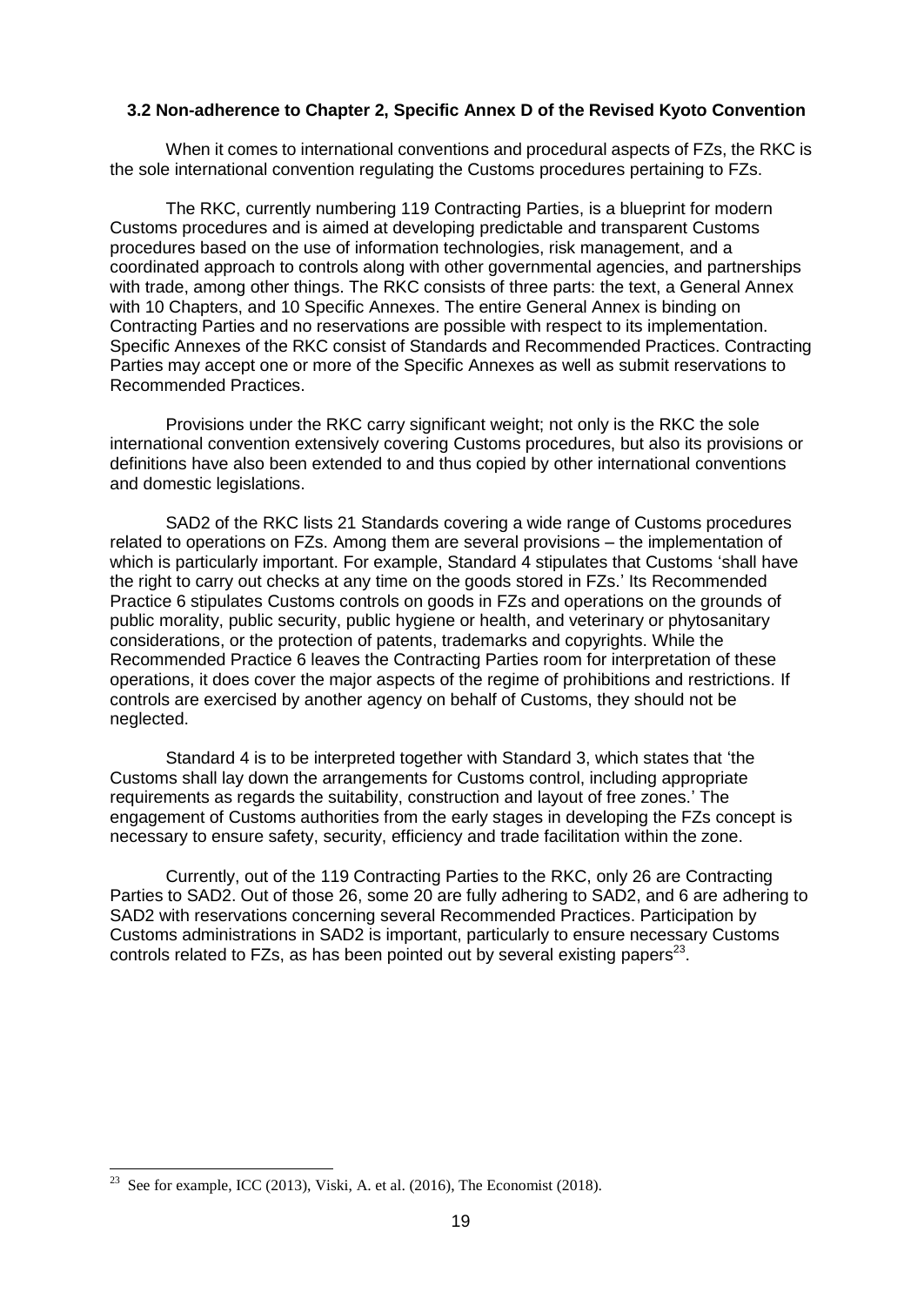### 3.2 Non-adherence to Chapter 2, Specific Annex D of the Revised Kyoto Convention

When it comes to international conventions and procedural aspects of FZs, the RKC is the sole international convention regulating the Customs procedures pertaining to FZs.

The RKC, currently numbering 119 Contracting Parties, is a blueprint for modern Customs procedures and is aimed at developing predictable and transparent Customs procedures based on the use of information technologies, risk management, and a coordinated approach to controls along with other governmental agencies, and partnerships with trade, among other things. The RKC consists of three parts: the text, a General Annex with 10 Chapters, and 10 Specific Annexes. The entire General Annex is binding on Contracting Parties and no reservations are possible with respect to its implementation. Specific Annexes of the RKC consist of Standards and Recommended Practices. Contracting Parties may accept one or more of the Specific Annexes as well as submit reservations to Recommended Practices.

Provisions under the RKC carry significant weight; not only is the RKC the sole international convention extensively covering Customs procedures, but also its provisions or definitions have also been extended to and thus copied by other international conventions and domestic legislations.

SAD2 of the RKC lists 21 Standards covering a wide range of Customs procedures related to operations on FZs. Among them are several provisions – the implementation of which is particularly important. For example, Standard 4 stipulates that Customs 'shall have the right to carry out checks at any time on the goods stored in FZs.' Its Recommended Practice 6 stipulates Customs controls on goods in FZs and operations on the grounds of public morality, public security, public hygiene or health, and veterinary or phytosanitary considerations, or the protection of patents, trademarks and copyrights. While the Recommended Practice 6 leaves the Contracting Parties room for interpretation of these operations, it does cover the major aspects of the regime of prohibitions and restrictions. If controls are exercised by another agency on behalf of Customs, they should not be neglected.

Standard 4 is to be interpreted together with Standard 3, which states that 'the Customs shall lay down the arrangements for Customs control, including appropriate requirements as regards the suitability, construction and layout of free zones.' The engagement of Customs authorities from the early stages in developing the FZs concept is necessary to ensure safety, security, efficiency and trade facilitation within the zone.

Currently, out of the 119 Contracting Parties to the RKC, only 26 are Contracting Parties to SAD2. Out of those 26, some 20 are fully adhering to SAD2, and 6 are adhering to SAD2 with reservations concerning several Recommended Practices. Participation by Customs administrations in SAD2 is important, particularly to ensure necessary Customs controls related to FZs, as has been pointed out by several existing papers[23].

[23] See for example, ICC (2013), Viski, A. et al. (2016), The Economist (2018).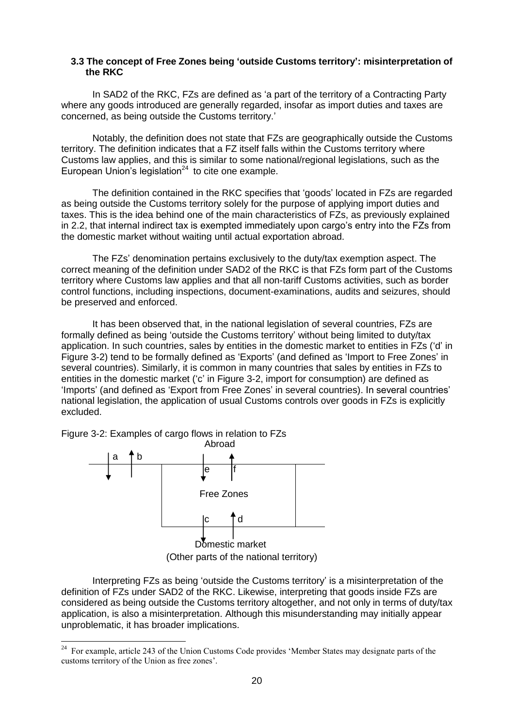### 3.3 The concept of Free Zones being 'outside Customs territory': misinterpretation of the RKC

In SAD2 of the RKC, FZs are defined as 'a part of the territory of a Contracting Party where any goods introduced are generally regarded, insofar as import duties and taxes are concerned, as being outside the Customs territory.'

Notably, the definition does not state that FZs are geographically outside the Customs territory. The definition indicates that a FZ itself falls within the Customs territory where Customs law applies, and this is similar to some national/regional legislations, such as the European Union's legislation[24] to cite one example.

The definition contained in the RKC specifies that 'goods' located in FZs are regarded as being outside the Customs territory solely for the purpose of applying import duties and taxes. This is the idea behind one of the main characteristics of FZs, as previously explained in 2.2, that internal indirect tax is exempted immediately upon cargo's entry into the FZs from the domestic market without waiting until actual exportation abroad.

The FZs' denomination pertains exclusively to the duty/tax exemption aspect. The correct meaning of the definition under SAD2 of the RKC is that FZs form part of the Customs territory where Customs law applies and that all non-tariff Customs activities, such as border control functions, including inspections, document-examinations, audits and seizures, should be preserved and enforced.

It has been observed that, in the national legislation of several countries, FZs are formally defined as being 'outside the Customs territory' without being limited to duty/tax application. In such countries, sales by entities in the domestic market to entities in FZs ('d' in Figure 3-2) tend to be formally defined as 'Exports' (and defined as 'Import to Free Zones' in several countries). Similarly, it is common in many countries that sales by entities in FZs to entities in the domestic market ('c' in Figure 3-2, import for consumption) are defined as 'Imports' (and defined as 'Export from Free Zones' in several countries). In several countries' national legislation, the application of usual Customs controls over goods in FZs is explicitly excluded.

Figure 3-2: Examples of cargo flows in relation to FZs

Abroad

a b

e f

Free Zones

c d

Domestic market
(Other parts of the national territory)

Interpreting FZs as being 'outside the Customs territory' is a misinterpretation of the definition of FZs under SAD2 of the RKC. Likewise, interpreting that goods inside FZs are considered as being outside the Customs territory altogether, and not only in terms of duty/tax application, is also a misinterpretation. Although this misunderstanding may initially appear unproblematic, it has broader implications.

[24] For example, article 243 of the Union Customs Code provides 'Member States may designate parts of the customs territory of the Union as free zones'.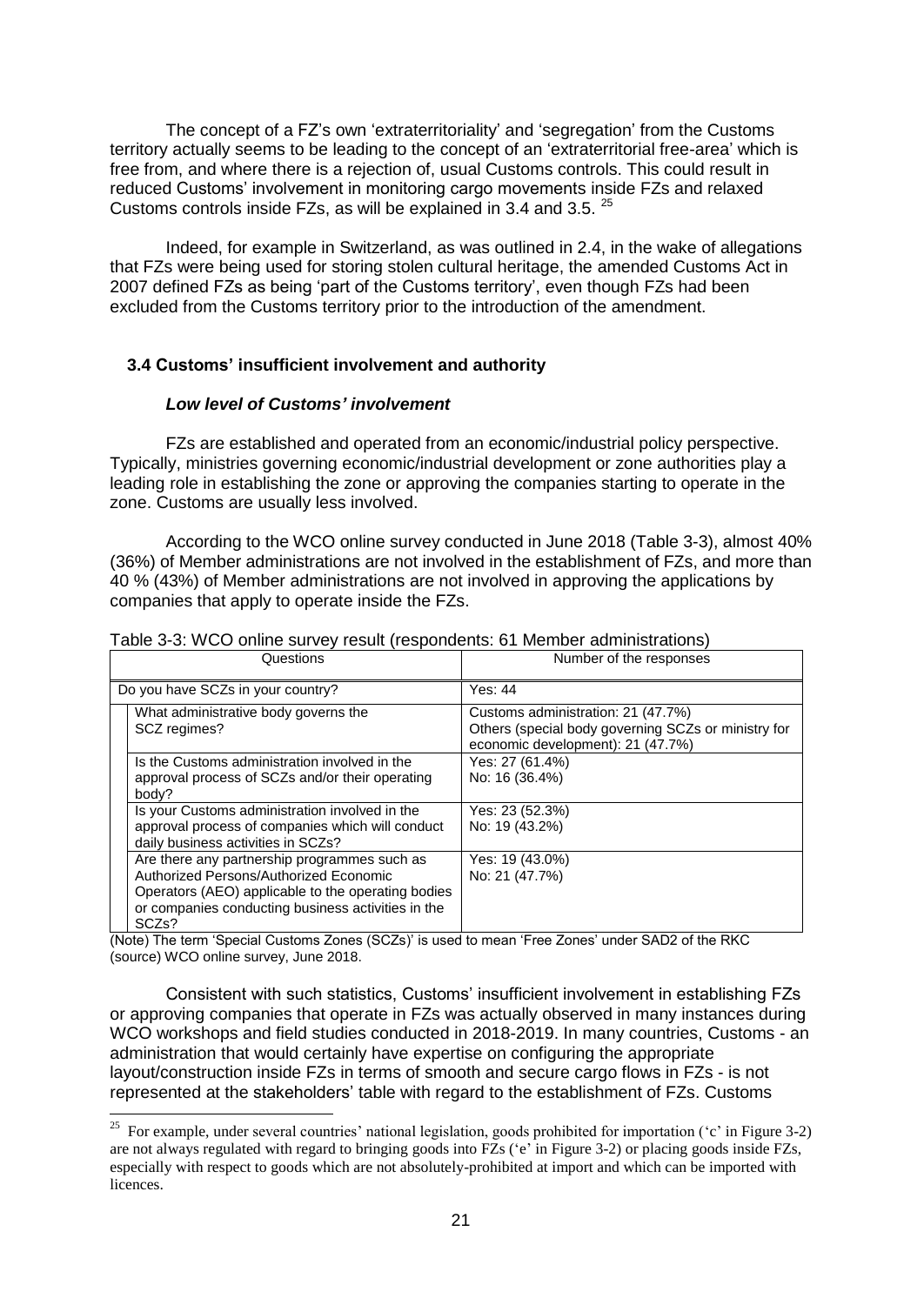The concept of a FZ's own 'extraterritoriality' and 'segregation' from the Customs territory actually seems to be leading to the concept of an 'extraterritorial free-area' which is free from, and where there is a rejection of, usual Customs controls. This could result in reduced Customs' involvement in monitoring cargo movements inside FZs and relaxed Customs controls inside FZs, as will be explained in 3.4 and 3.5. [25]

Indeed, for example in Switzerland, as was outlined in 2.4, in the wake of allegations that FZs were being used for storing stolen cultural heritage, the amended Customs Act in 2007 defined FZs as being 'part of the Customs territory', even though FZs had been excluded from the Customs territory prior to the introduction of the amendment.

### 3.4 Customs' insufficient involvement and authority

#### *Low level of Customs' involvement*

FZs are established and operated from an economic/industrial policy perspective. Typically, ministries governing economic/industrial development or zone authorities play a leading role in establishing the zone or approving the companies starting to operate in the zone. Customs are usually less involved.

According to the WCO online survey conducted in June 2018 (Table 3-3), almost 40% (36%) of Member administrations are not involved in the establishment of FZs, and more than 40 % (43%) of Member administrations are not involved in approving the applications by companies that apply to operate inside the FZs.

Table 3-3: WCO online survey result (respondents: 61 Member administrations)

| Questions | Number of the responses |
|---|---|
| Do you have SCZs in your country? | Yes: 44 |
| What administrative body governs the SCZ regimes? | Customs administration: 21 (47.7%)<br>Others (special body governing SCZs or ministry for economic development): 21 (47.7%) |
| Is the Customs administration involved in the approval process of SCZs and/or their operating body? | Yes: 27 (61.4%)<br>No: 16 (36.4%) |
| Is your Customs administration involved in the approval process of companies which will conduct daily business activities in SCZs? | Yes: 23 (52.3%)<br>No: 19 (43.2%) |
| Are there any partnership programmes such as Authorized Persons/Authorized Economic Operators (AEO) applicable to the operating bodies or companies conducting business activities in the SCZs? | Yes: 19 (43.0%)<br>No: 21 (47.7%) |

(Note) The term 'Special Customs Zones (SCZs)' is used to mean 'Free Zones' under SAD2 of the RKC
(source) WCO online survey, June 2018.

Consistent with such statistics, Customs' insufficient involvement in establishing FZs or approving companies that operate in FZs was actually observed in many instances during WCO workshops and field studies conducted in 2018-2019. In many countries, Customs - an administration that would certainly have expertise on configuring the appropriate layout/construction inside FZs in terms of smooth and secure cargo flows in FZs - is not represented at the stakeholders' table with regard to the establishment of FZs. Customs

[25] For example, under several countries' national legislation, goods prohibited for importation ('c' in Figure 3-2) are not always regulated with regard to bringing goods into FZs ('e' in Figure 3-2) or placing goods inside FZs, especially with respect to goods which are not absolutely-prohibited at import and which can be imported with licences.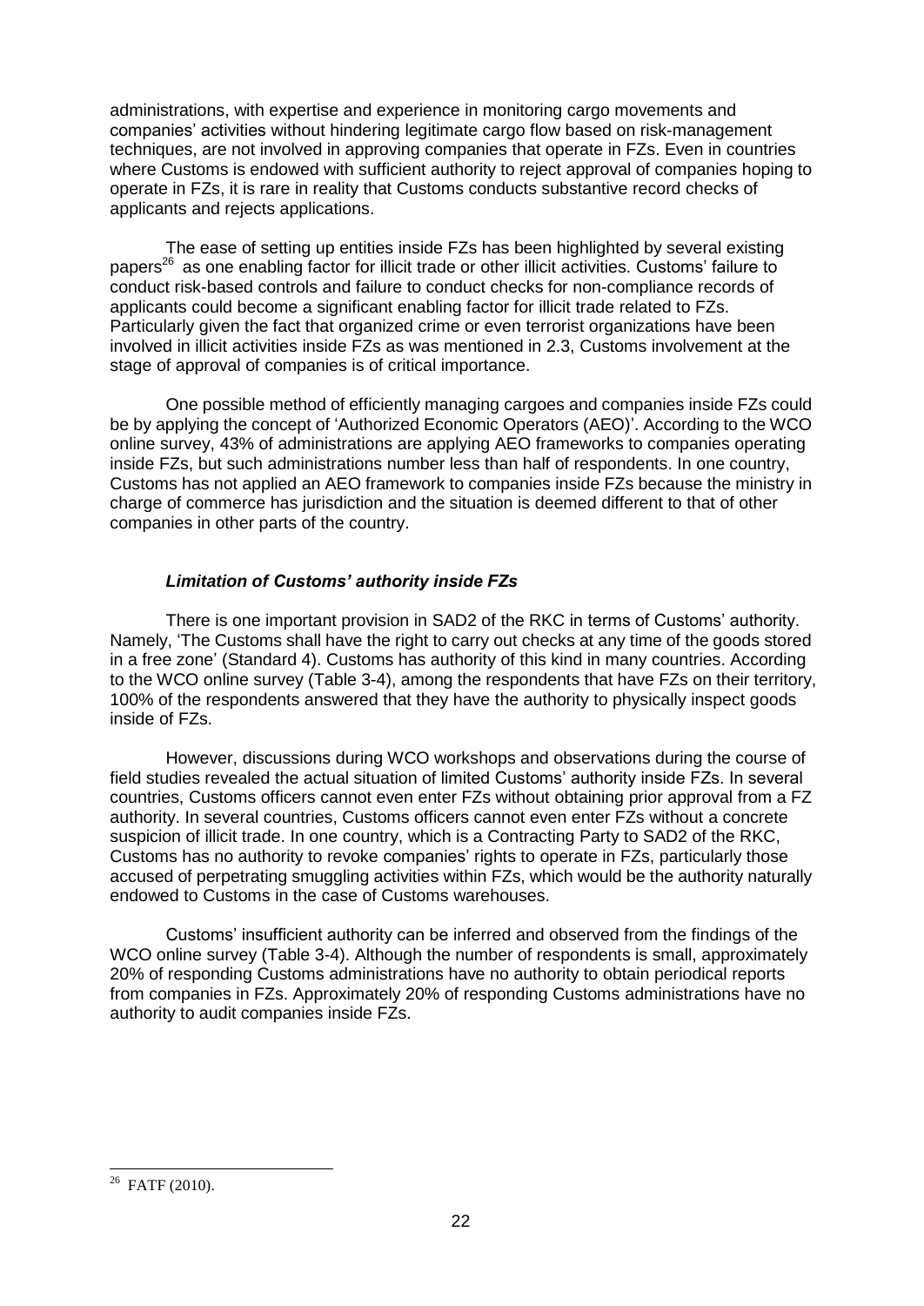administrations, with expertise and experience in monitoring cargo movements and companies' activities without hindering legitimate cargo flow based on risk-management techniques, are not involved in approving companies that operate in FZs. Even in countries where Customs is endowed with sufficient authority to reject approval of companies hoping to operate in FZs, it is rare in reality that Customs conducts substantive record checks of applicants and rejects applications.

The ease of setting up entities inside FZs has been highlighted by several existing papers[26] as one enabling factor for illicit trade or other illicit activities. Customs' failure to conduct risk-based controls and failure to conduct checks for non-compliance records of applicants could become a significant enabling factor for illicit trade related to FZs. Particularly given the fact that organized crime or even terrorist organizations have been involved in illicit activities inside FZs as was mentioned in 2.3, Customs involvement at the stage of approval of companies is of critical importance.

One possible method of efficiently managing cargoes and companies inside FZs could be by applying the concept of 'Authorized Economic Operators (AEO)'. According to the WCO online survey, 43% of administrations are applying AEO frameworks to companies operating inside FZs, but such administrations number less than half of respondents. In one country, Customs has not applied an AEO framework to companies inside FZs because the ministry in charge of commerce has jurisdiction and the situation is deemed different to that of other companies in other parts of the country.

#### *Limitation of Customs' authority inside FZs*

There is one important provision in SAD2 of the RKC in terms of Customs' authority. Namely, 'The Customs shall have the right to carry out checks at any time of the goods stored in a free zone' (Standard 4). Customs has authority of this kind in many countries. According to the WCO online survey (Table 3-4), among the respondents that have FZs on their territory, 100% of the respondents answered that they have the authority to physically inspect goods inside of FZs.

However, discussions during WCO workshops and observations during the course of field studies revealed the actual situation of limited Customs' authority inside FZs. In several countries, Customs officers cannot even enter FZs without obtaining prior approval from a FZ authority. In several countries, Customs officers cannot even enter FZs without a concrete suspicion of illicit trade. In one country, which is a Contracting Party to SAD2 of the RKC, Customs has no authority to revoke companies' rights to operate in FZs, particularly those accused of perpetrating smuggling activities within FZs, which would be the authority naturally endowed to Customs in the case of Customs warehouses.

Customs' insufficient authority can be inferred and observed from the findings of the WCO online survey (Table 3-4). Although the number of respondents is small, approximately 20% of responding Customs administrations have no authority to obtain periodical reports from companies in FZs. Approximately 20% of responding Customs administrations have no authority to audit companies inside FZs.

---

[26] FATF (2010).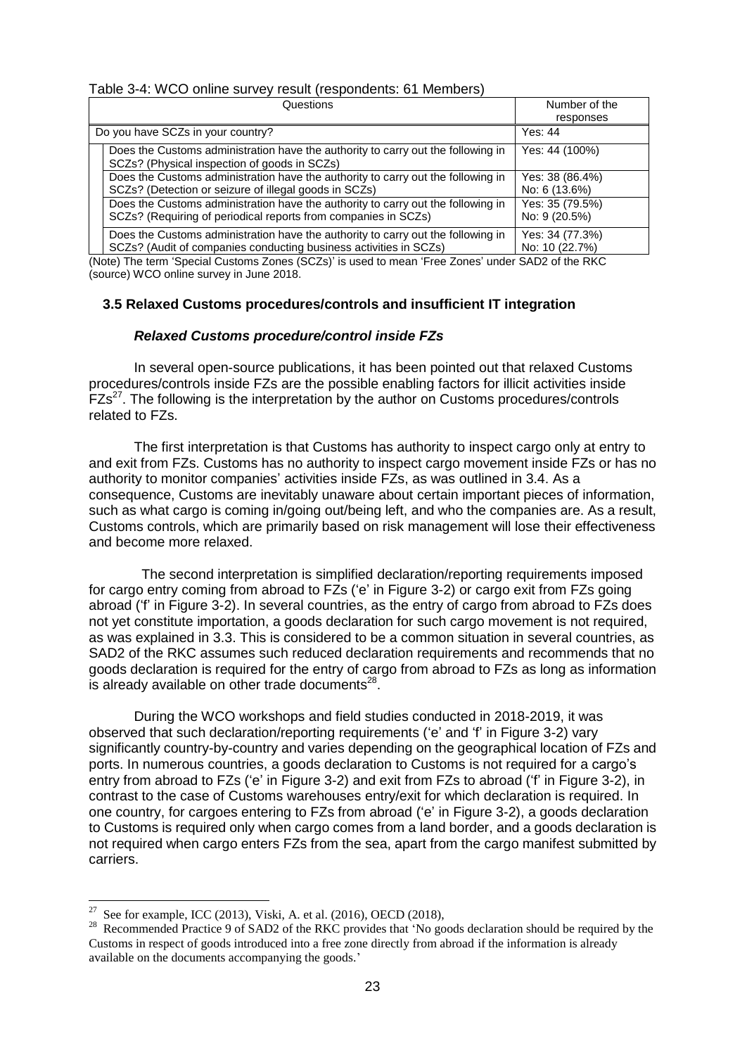Table 3-4: WCO online survey result (respondents: 61 Members)

| Questions | Number of the responses |
|---|---|
| Do you have SCZs in your country? | Yes: 44 |
| Does the Customs administration have the authority to carry out the following in SCZs? (Physical inspection of goods in SCZs) | Yes: 44 (100%) |
| Does the Customs administration have the authority to carry out the following in SCZs? (Detection or seizure of illegal goods in SCZs) | Yes: 38 (86.4%)<br>No: 6 (13.6%) |
| Does the Customs administration have the authority to carry out the following in SCZs? (Requiring of periodical reports from companies in SCZs) | Yes: 35 (79.5%)<br>No: 9 (20.5%) |
| Does the Customs administration have the authority to carry out the following in SCZs? (Audit of companies conducting business activities in SCZs) | Yes: 34 (77.3%)<br>No: 10 (22.7%) |

(Note) The term 'Special Customs Zones (SCZs)' is used to mean 'Free Zones' under SAD2 of the RKC
(source) WCO online survey in June 2018.

### 3.5 Relaxed Customs procedures/controls and insufficient IT integration

***Relaxed Customs procedure/control inside FZs***

In several open-source publications, it has been pointed out that relaxed Customs procedures/controls inside FZs are the possible enabling factors for illicit activities inside FZs[27]. The following is the interpretation by the author on Customs procedures/controls related to FZs.

The first interpretation is that Customs has authority to inspect cargo only at entry to and exit from FZs. Customs has no authority to inspect cargo movement inside FZs or has no authority to monitor companies' activities inside FZs, as was outlined in 3.4. As a consequence, Customs are inevitably unaware about certain important pieces of information, such as what cargo is coming in/going out/being left, and who the companies are. As a result, Customs controls, which are primarily based on risk management will lose their effectiveness and become more relaxed.

The second interpretation is simplified declaration/reporting requirements imposed for cargo entry coming from abroad to FZs ('e' in Figure 3-2) or cargo exit from FZs going abroad ('f' in Figure 3-2). In several countries, as the entry of cargo from abroad to FZs does not yet constitute importation, a goods declaration for such cargo movement is not required, as was explained in 3.3. This is considered to be a common situation in several countries, as SAD2 of the RKC assumes such reduced declaration requirements and recommends that no goods declaration is required for the entry of cargo from abroad to FZs as long as information is already available on other trade documents[28].

During the WCO workshops and field studies conducted in 2018-2019, it was observed that such declaration/reporting requirements ('e' and 'f' in Figure 3-2) vary significantly country-by-country and varies depending on the geographical location of FZs and ports. In numerous countries, a goods declaration to Customs is not required for a cargo's entry from abroad to FZs ('e' in Figure 3-2) and exit from FZs to abroad ('f' in Figure 3-2), in contrast to the case of Customs warehouses entry/exit for which declaration is required. In one country, for cargoes entering to FZs from abroad ('e' in Figure 3-2), a goods declaration to Customs is required only when cargo comes from a land border, and a goods declaration is not required when cargo enters FZs from the sea, apart from the cargo manifest submitted by carriers.

---

[27] See for example, ICC (2013), Viski, A. et al. (2016), OECD (2018),

[28] Recommended Practice 9 of SAD2 of the RKC provides that 'No goods declaration should be required by the Customs in respect of goods introduced into a free zone directly from abroad if the information is already available on the documents accompanying the goods.'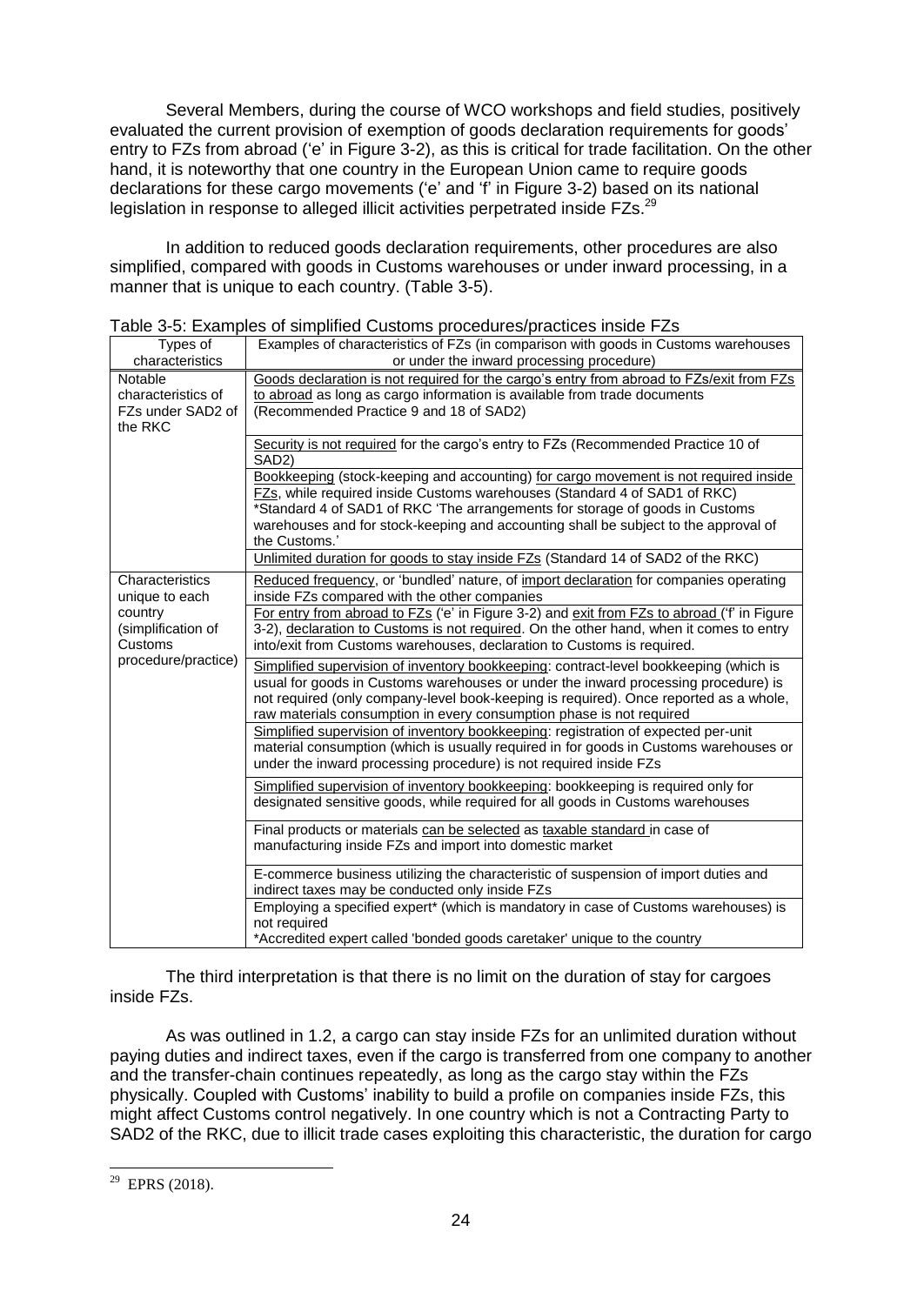Several Members, during the course of WCO workshops and field studies, positively evaluated the current provision of exemption of goods declaration requirements for goods' entry to FZs from abroad ('e' in Figure 3-2), as this is critical for trade facilitation. On the other hand, it is noteworthy that one country in the European Union came to require goods declarations for these cargo movements ('e' and 'f' in Figure 3-2) based on its national legislation in response to alleged illicit activities perpetrated inside FZs.[29]

In addition to reduced goods declaration requirements, other procedures are also simplified, compared with goods in Customs warehouses or under inward processing, in a manner that is unique to each country. (Table 3-5).

Table 3-5: Examples of simplified Customs procedures/practices inside FZs

| Types of characteristics | Examples of characteristics of FZs (in comparison with goods in Customs warehouses or under the inward processing procedure) |
|---|---|
| Notable characteristics of FZs under SAD2 of the RKC | Goods declaration is not required for the cargo's entry from abroad to FZs/exit from FZs to abroad as long as cargo information is available from trade documents (Recommended Practice 9 and 18 of SAD2) |
| | Security is not required for the cargo's entry to FZs (Recommended Practice 10 of SAD2) |
| | Bookkeeping (stock-keeping and accounting) for cargo movement is not required inside FZs, while required inside Customs warehouses (Standard 4 of SAD1 of RKC) *Standard 4 of SAD1 of RKC 'The arrangements for storage of goods in Customs warehouses and for stock-keeping and accounting shall be subject to the approval of the Customs.' |
| | Unlimited duration for goods to stay inside FZs (Standard 14 of SAD2 of the RKC) |
| Characteristics unique to each country (simplification of Customs procedure/practice) | Reduced frequency, or 'bundled' nature, of import declaration for companies operating inside FZs compared with the other companies |
| | For entry from abroad to FZs ('e' in Figure 3-2) and exit from FZs to abroad ('f' in Figure 3-2), declaration to Customs is not required. On the other hand, when it comes to entry into/exit from Customs warehouses, declaration to Customs is required. |
| | Simplified supervision of inventory bookkeeping: contract-level bookkeeping (which is usual for goods in Customs warehouses or under the inward processing procedure) is not required (only company-level book-keeping is required). Once reported as a whole, raw materials consumption in every consumption phase is not required |
| | Simplified supervision of inventory bookkeeping: registration of expected per-unit material consumption (which is usually required in for goods in Customs warehouses or under the inward processing procedure) is not required inside FZs |
| | Simplified supervision of inventory bookkeeping: bookkeeping is required only for designated sensitive goods, while required for all goods in Customs warehouses |
| | Final products or materials can be selected as taxable standard in case of manufacturing inside FZs and import into domestic market |
| | E-commerce business utilizing the characteristic of suspension of import duties and indirect taxes may be conducted only inside FZs |
| | Employing a specified expert* (which is mandatory in case of Customs warehouses) is not required *Accredited expert called 'bonded goods caretaker' unique to the country |

The third interpretation is that there is no limit on the duration of stay for cargoes inside FZs.

As was outlined in 1.2, a cargo can stay inside FZs for an unlimited duration without paying duties and indirect taxes, even if the cargo is transferred from one company to another and the transfer-chain continues repeatedly, as long as the cargo stay within the FZs physically. Coupled with Customs' inability to build a profile on companies inside FZs, this might affect Customs control negatively. In one country which is not a Contracting Party to SAD2 of the RKC, due to illicit trade cases exploiting this characteristic, the duration for cargo

[29] EPRS (2018).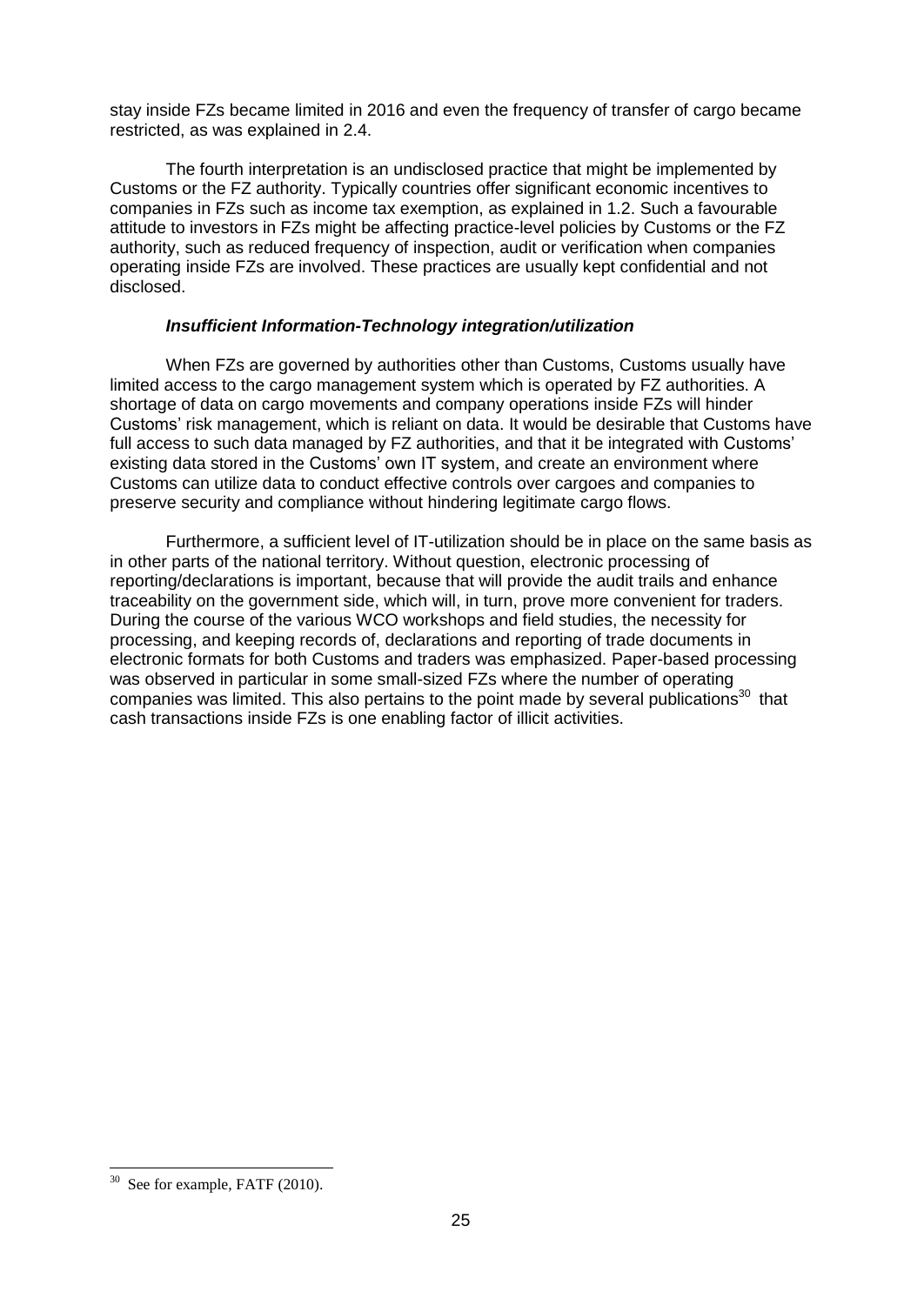stay inside FZs became limited in 2016 and even the frequency of transfer of cargo became restricted, as was explained in 2.4.

The fourth interpretation is an undisclosed practice that might be implemented by Customs or the FZ authority. Typically countries offer significant economic incentives to companies in FZs such as income tax exemption, as explained in 1.2. Such a favourable attitude to investors in FZs might be affecting practice-level policies by Customs or the FZ authority, such as reduced frequency of inspection, audit or verification when companies operating inside FZs are involved. These practices are usually kept confidential and not disclosed.

***Insufficient Information-Technology integration/utilization***

When FZs are governed by authorities other than Customs, Customs usually have limited access to the cargo management system which is operated by FZ authorities. A shortage of data on cargo movements and company operations inside FZs will hinder Customs' risk management, which is reliant on data. It would be desirable that Customs have full access to such data managed by FZ authorities, and that it be integrated with Customs' existing data stored in the Customs' own IT system, and create an environment where Customs can utilize data to conduct effective controls over cargoes and companies to preserve security and compliance without hindering legitimate cargo flows.

Furthermore, a sufficient level of IT-utilization should be in place on the same basis as in other parts of the national territory. Without question, electronic processing of reporting/declarations is important, because that will provide the audit trails and enhance traceability on the government side, which will, in turn, prove more convenient for traders. During the course of the various WCO workshops and field studies, the necessity for processing, and keeping records of, declarations and reporting of trade documents in electronic formats for both Customs and traders was emphasized. Paper-based processing was observed in particular in some small-sized FZs where the number of operating companies was limited. This also pertains to the point made by several publications[30] that cash transactions inside FZs is one enabling factor of illicit activities.

[30] See for example, FATF (2010).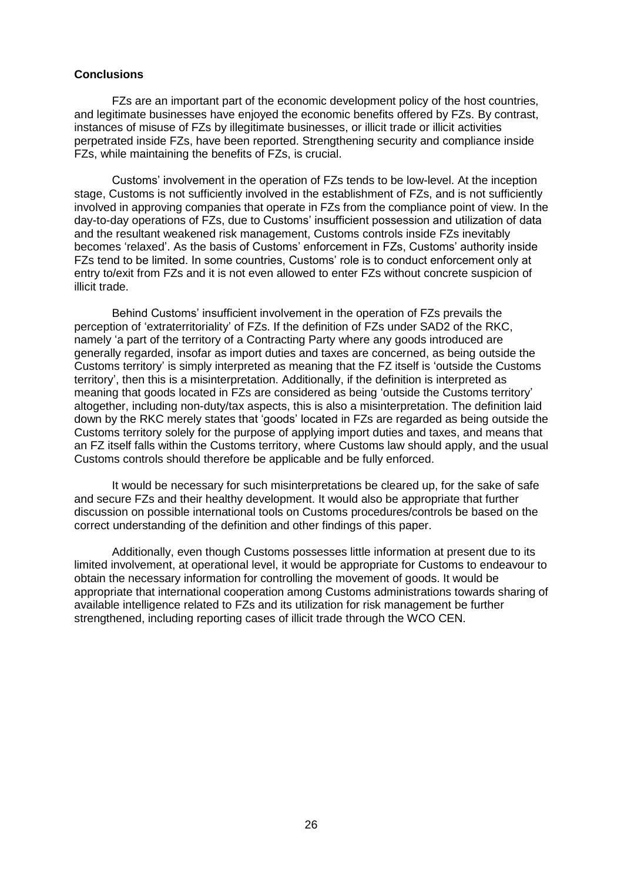**Conclusions**

FZs are an important part of the economic development policy of the host countries, and legitimate businesses have enjoyed the economic benefits offered by FZs. By contrast, instances of misuse of FZs by illegitimate businesses, or illicit trade or illicit activities perpetrated inside FZs, have been reported. Strengthening security and compliance inside FZs, while maintaining the benefits of FZs, is crucial.

Customs' involvement in the operation of FZs tends to be low-level. At the inception stage, Customs is not sufficiently involved in the establishment of FZs, and is not sufficiently involved in approving companies that operate in FZs from the compliance point of view. In the day-to-day operations of FZs, due to Customs' insufficient possession and utilization of data and the resultant weakened risk management, Customs controls inside FZs inevitably becomes 'relaxed'. As the basis of Customs' enforcement in FZs, Customs' authority inside FZs tend to be limited. In some countries, Customs' role is to conduct enforcement only at entry to/exit from FZs and it is not even allowed to enter FZs without concrete suspicion of illicit trade.

Behind Customs' insufficient involvement in the operation of FZs prevails the perception of 'extraterritoriality' of FZs. If the definition of FZs under SAD2 of the RKC, namely 'a part of the territory of a Contracting Party where any goods introduced are generally regarded, insofar as import duties and taxes are concerned, as being outside the Customs territory' is simply interpreted as meaning that the FZ itself is 'outside the Customs territory', then this is a misinterpretation. Additionally, if the definition is interpreted as meaning that goods located in FZs are considered as being 'outside the Customs territory' altogether, including non-duty/tax aspects, this is also a misinterpretation. The definition laid down by the RKC merely states that 'goods' located in FZs are regarded as being outside the Customs territory solely for the purpose of applying import duties and taxes, and means that an FZ itself falls within the Customs territory, where Customs law should apply, and the usual Customs controls should therefore be applicable and be fully enforced.

It would be necessary for such misinterpretations be cleared up, for the sake of safe and secure FZs and their healthy development. It would also be appropriate that further discussion on possible international tools on Customs procedures/controls be based on the correct understanding of the definition and other findings of this paper.

Additionally, even though Customs possesses little information at present due to its limited involvement, at operational level, it would be appropriate for Customs to endeavour to obtain the necessary information for controlling the movement of goods. It would be appropriate that international cooperation among Customs administrations towards sharing of available intelligence related to FZs and its utilization for risk management be further strengthened, including reporting cases of illicit trade through the WCO CEN.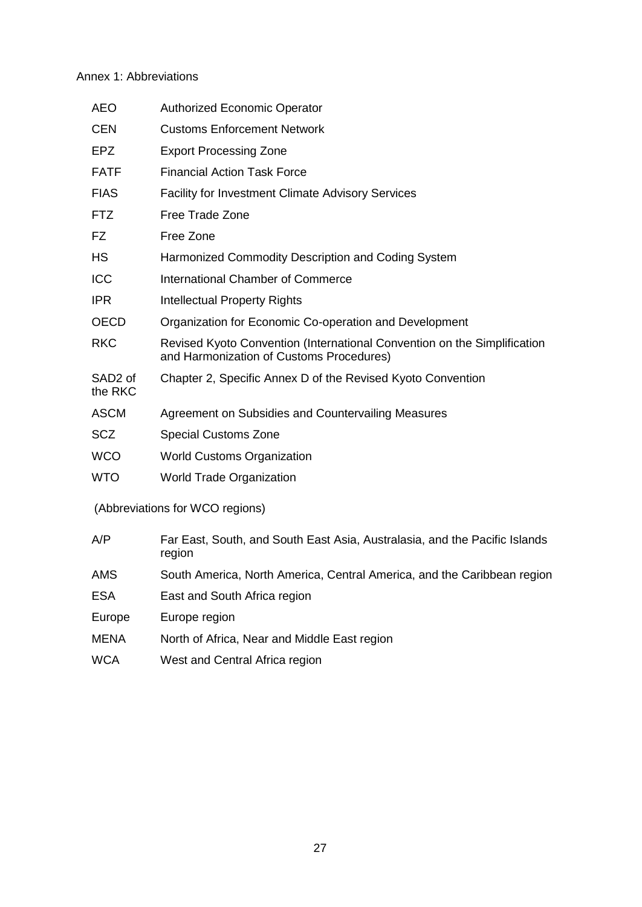Annex 1: Abbreviations

| | |
|---|---|
| AEO | Authorized Economic Operator |
| CEN | Customs Enforcement Network |
| EPZ | Export Processing Zone |
| FATF | Financial Action Task Force |
| FIAS | Facility for Investment Climate Advisory Services |
| FTZ | Free Trade Zone |
| FZ | Free Zone |
| HS | Harmonized Commodity Description and Coding System |
| ICC | International Chamber of Commerce |
| IPR | Intellectual Property Rights |
| OECD | Organization for Economic Co-operation and Development |
| RKC | Revised Kyoto Convention (International Convention on the Simplification and Harmonization of Customs Procedures) |
| SAD2 of the RKC | Chapter 2, Specific Annex D of the Revised Kyoto Convention |
| ASCM | Agreement on Subsidies and Countervailing Measures |
| SCZ | Special Customs Zone |
| WCO | World Customs Organization |
| WTO | World Trade Organization |

(Abbreviations for WCO regions)

| | |
|---|---|
| A/P | Far East, South, and South East Asia, Australasia, and the Pacific Islands region |
| AMS | South America, North America, Central America, and the Caribbean region |
| ESA | East and South Africa region |
| Europe | Europe region |
| MENA | North of Africa, Near and Middle East region |
| WCA | West and Central Africa region |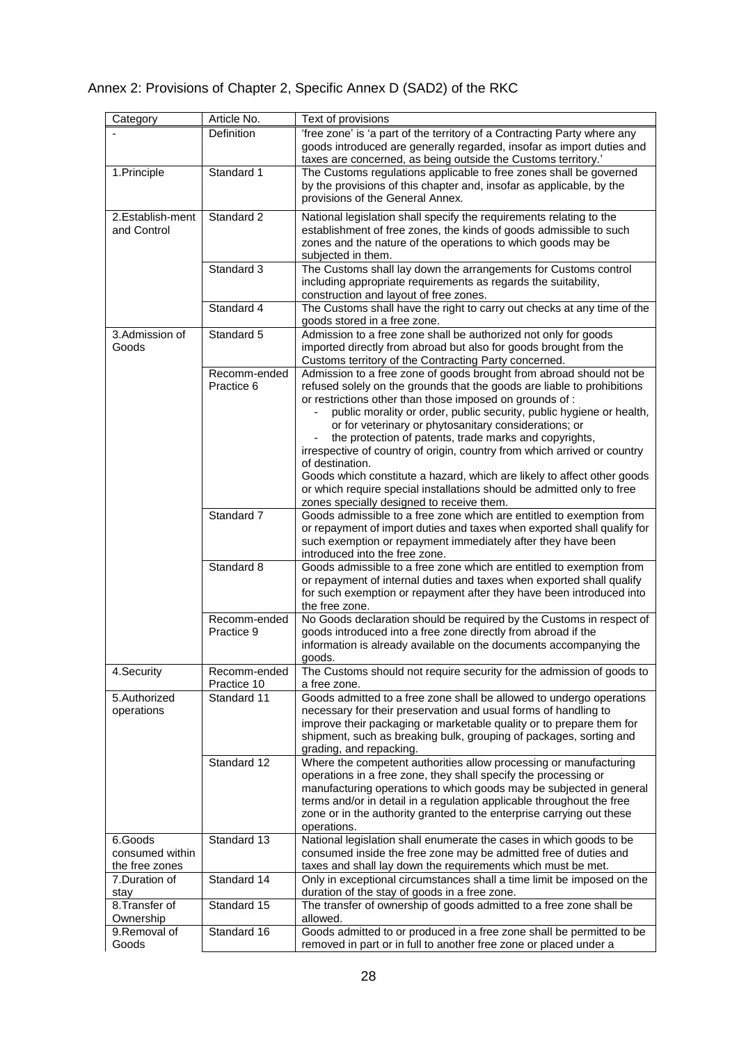Annex 2: Provisions of Chapter 2, Specific Annex D (SAD2) of the RKC

| Category | Article No. | Text of provisions |
|---|---|---|
| - | Definition | 'free zone' is 'a part of the territory of a Contracting Party where any goods introduced are generally regarded, insofar as import duties and taxes are concerned, as being outside the Customs territory.' |
| 1.Principle | Standard 1 | The Customs regulations applicable to free zones shall be governed by the provisions of this chapter and, insofar as applicable, by the provisions of the General Annex. |
| 2.Establish-ment and Control | Standard 2 | National legislation shall specify the requirements relating to the establishment of free zones, the kinds of goods admissible to such zones and the nature of the operations to which goods may be subjected in them. |
| | Standard 3 | The Customs shall lay down the arrangements for Customs control including appropriate requirements as regards the suitability, construction and layout of free zones. |
| | Standard 4 | The Customs shall have the right to carry out checks at any time of the goods stored in a free zone. |
| 3.Admission of Goods | Standard 5 | Admission to a free zone shall be authorized not only for goods imported directly from abroad but also for goods brought from the Customs territory of the Contracting Party concerned. |
| | Recomm-ended Practice 6 | Admission to a free zone of goods brought from abroad should not be refused solely on the grounds that the goods are liable to prohibitions or restrictions other than those imposed on grounds of : <br>- public morality or order, public security, public hygiene or health, or for veterinary or phytosanitary considerations; or <br>- the protection of patents, trade marks and copyrights, <br>irrespective of country of origin, country from which arrived or country of destination. <br>Goods which constitute a hazard, which are likely to affect other goods or which require special installations should be admitted only to free zones specially designed to receive them. |
| | Standard 7 | Goods admissible to a free zone which are entitled to exemption from or repayment of import duties and taxes when exported shall qualify for such exemption or repayment immediately after they have been introduced into the free zone. |
| | Standard 8 | Goods admissible to a free zone which are entitled to exemption from or repayment of internal duties and taxes when exported shall qualify for such exemption or repayment after they have been introduced into the free zone. |
| | Recomm-ended Practice 9 | No Goods declaration should be required by the Customs in respect of goods introduced into a free zone directly from abroad if the information is already available on the documents accompanying the goods. |
| 4.Security | Recomm-ended Practice 10 | The Customs should not require security for the admission of goods to a free zone. |
| 5.Authorized operations | Standard 11 | Goods admitted to a free zone shall be allowed to undergo operations necessary for their preservation and usual forms of handling to improve their packaging or marketable quality or to prepare them for shipment, such as breaking bulk, grouping of packages, sorting and grading, and repacking. |
| | Standard 12 | Where the competent authorities allow processing or manufacturing operations in a free zone, they shall specify the processing or manufacturing operations to which goods may be subjected in general terms and/or in detail in a regulation applicable throughout the free zone or in the authority granted to the enterprise carrying out these operations. |
| 6.Goods consumed within the free zones | Standard 13 | National legislation shall enumerate the cases in which goods to be consumed inside the free zone may be admitted free of duties and taxes and shall lay down the requirements which must be met. |
| 7.Duration of stay | Standard 14 | Only in exceptional circumstances shall a time limit be imposed on the duration of the stay of goods in a free zone. |
| 8.Transfer of Ownership | Standard 15 | The transfer of ownership of goods admitted to a free zone shall be allowed. |
| 9.Removal of Goods | Standard 16 | Goods admitted to or produced in a free zone shall be permitted to be removed in part or in full to another free zone or placed under a |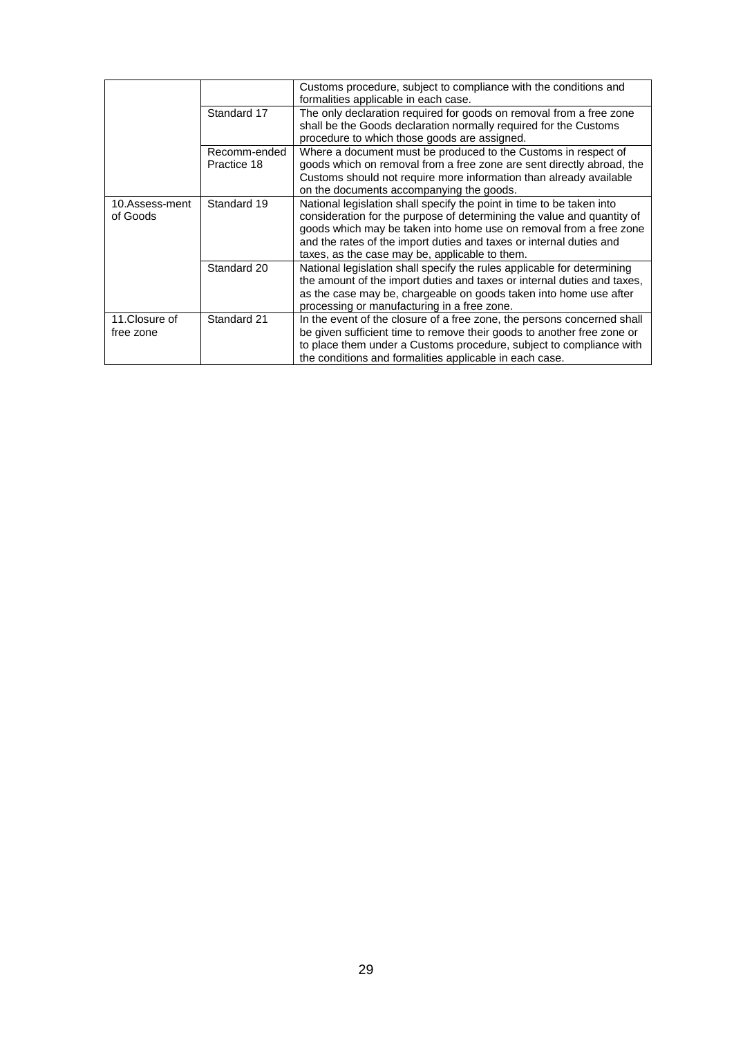| | | |
|---|---|---|
| | | Customs procedure, subject to compliance with the conditions and formalities applicable in each case. |
| | Standard 17 | The only declaration required for goods on removal from a free zone shall be the Goods declaration normally required for the Customs procedure to which those goods are assigned. |
| | Recomm-ended Practice 18 | Where a document must be produced to the Customs in respect of goods which on removal from a free zone are sent directly abroad, the Customs should not require more information than already available on the documents accompanying the goods. |
| 10.Assess-ment of Goods | Standard 19 | National legislation shall specify the point in time to be taken into consideration for the purpose of determining the value and quantity of goods which may be taken into home use on removal from a free zone and the rates of the import duties and taxes or internal duties and taxes, as the case may be, applicable to them. |
| | Standard 20 | National legislation shall specify the rules applicable for determining the amount of the import duties and taxes or internal duties and taxes, as the case may be, chargeable on goods taken into home use after processing or manufacturing in a free zone. |
| 11.Closure of free zone | Standard 21 | In the event of the closure of a free zone, the persons concerned shall be given sufficient time to remove their goods to another free zone or to place them under a Customs procedure, subject to compliance with the conditions and formalities applicable in each case. |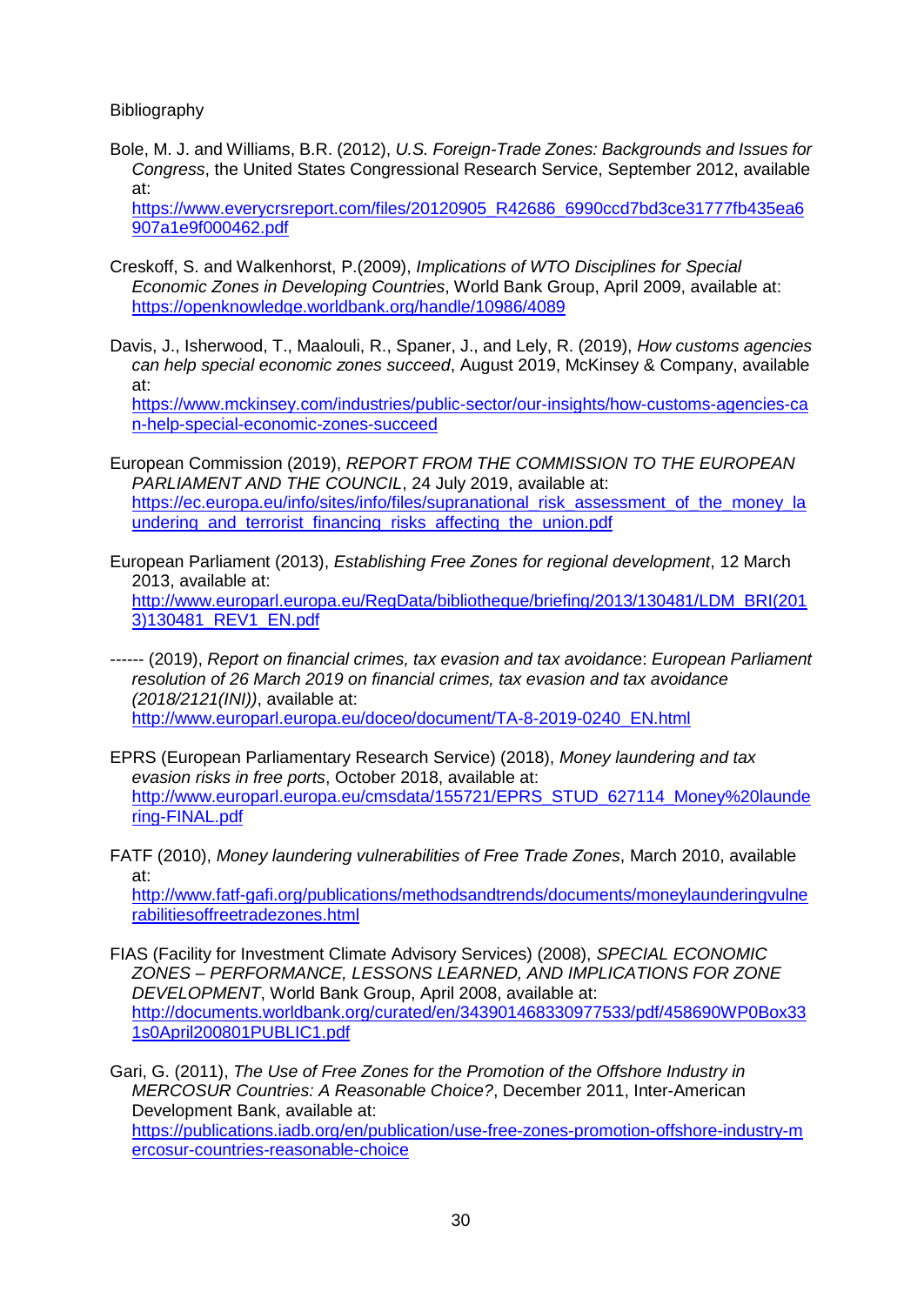Bibliography

Bole, M. J. and Williams, B.R. (2012), *U.S. Foreign-Trade Zones: Backgrounds and Issues for Congress*, the United States Congressional Research Service, September 2012, available at: https://www.everycrsreport.com/files/20120905_R42686_6990ccd7bd3ce31777fb435ea6907a1e9f000462.pdf

Creskoff, S. and Walkenhorst, P.(2009), *Implications of WTO Disciplines for Special Economic Zones in Developing Countries*, World Bank Group, April 2009, available at: https://openknowledge.worldbank.org/handle/10986/4089

Davis, J., Isherwood, T., Maalouli, R., Spaner, J., and Lely, R. (2019), *How customs agencies can help special economic zones succeed*, August 2019, McKinsey & Company, available at: https://www.mckinsey.com/industries/public-sector/our-insights/how-customs-agencies-can-help-special-economic-zones-succeed

European Commission (2019), *REPORT FROM THE COMMISSION TO THE EUROPEAN PARLIAMENT AND THE COUNCIL*, 24 July 2019, available at: https://ec.europa.eu/info/sites/info/files/supranational_risk_assessment_of_the_money_laundering_and_terrorist_financing_risks_affecting_the_union.pdf

European Parliament (2013), *Establishing Free Zones for regional development*, 12 March 2013, available at: http://www.europarl.europa.eu/RegData/bibliotheque/briefing/2013/130481/LDM_BRI(2013)130481_REV1_EN.pdf

------ (2019), *Report on financial crimes, tax evasion and tax avoidance*: *European Parliament resolution of 26 March 2019 on financial crimes, tax evasion and tax avoidance (2018/2121(INI))*, available at: http://www.europarl.europa.eu/doceo/document/TA-8-2019-0240_EN.html

EPRS (European Parliamentary Research Service) (2018), *Money laundering and tax evasion risks in free ports*, October 2018, available at: http://www.europarl.europa.eu/cmsdata/155721/EPRS_STUD_627114_Money%20laundering-FINAL.pdf

FATF (2010), *Money laundering vulnerabilities of Free Trade Zones*, March 2010, available at: http://www.fatf-gafi.org/publications/methodsandtrends/documents/moneylaunderingvulnerabilitiesoffreetradezones.html

FIAS (Facility for Investment Climate Advisory Services) (2008), *SPECIAL ECONOMIC ZONES – PERFORMANCE, LESSONS LEARNED, AND IMPLICATIONS FOR ZONE DEVELOPMENT*, World Bank Group, April 2008, available at: http://documents.worldbank.org/curated/en/343901468330977533/pdf/458690WP0Box331s0April200801PUBLIC1.pdf

Gari, G. (2011), *The Use of Free Zones for the Promotion of the Offshore Industry in MERCOSUR Countries: A Reasonable Choice?*, December 2011, Inter-American Development Bank, available at: https://publications.iadb.org/en/publication/use-free-zones-promotion-offshore-industry-mercosur-countries-reasonable-choice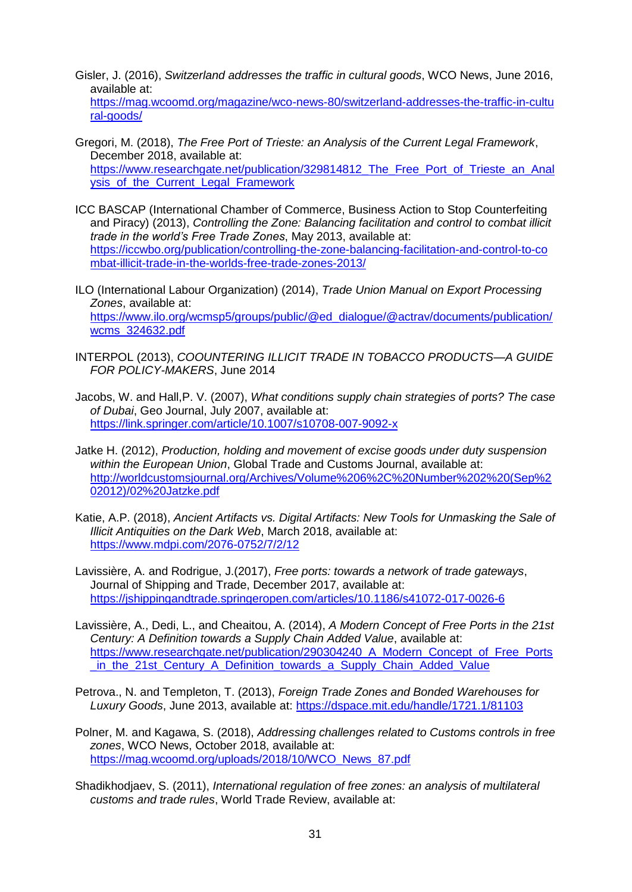Gisler, J. (2016), *Switzerland addresses the traffic in cultural goods*, WCO News, June 2016, available at: https://mag.wcoomd.org/magazine/wco-news-80/switzerland-addresses-the-traffic-in-cultural-goods/

Gregori, M. (2018), *The Free Port of Trieste: an Analysis of the Current Legal Framework*, December 2018, available at: https://www.researchgate.net/publication/329814812_The_Free_Port_of_Trieste_an_Analysis_of_the_Current_Legal_Framework

ICC BASCAP (International Chamber of Commerce, Business Action to Stop Counterfeiting and Piracy) (2013), *Controlling the Zone: Balancing facilitation and control to combat illicit trade in the world's Free Trade Zones*, May 2013, available at: https://iccwbo.org/publication/controlling-the-zone-balancing-facilitation-and-control-to-combat-illicit-trade-in-the-worlds-free-trade-zones-2013/

ILO (International Labour Organization) (2014), *Trade Union Manual on Export Processing Zones*, available at: https://www.ilo.org/wcmsp5/groups/public/@ed_dialogue/@actrav/documents/publication/wcms_324632.pdf

INTERPOL (2013), *COOUNTERING ILLICIT TRADE IN TOBACCO PRODUCTS—A GUIDE FOR POLICY-MAKERS*, June 2014

Jacobs, W. and Hall,P. V. (2007), *What conditions supply chain strategies of ports? The case of Dubai*, Geo Journal, July 2007, available at: https://link.springer.com/article/10.1007/s10708-007-9092-x

Jatke H. (2012), *Production, holding and movement of excise goods under duty suspension within the European Union*, Global Trade and Customs Journal, available at: http://worldcustomsjournal.org/Archives/Volume%206%2C%20Number%202%20(Sep%202012)/02%20Jatzke.pdf

Katie, A.P. (2018), *Ancient Artifacts vs. Digital Artifacts: New Tools for Unmasking the Sale of Illicit Antiquities on the Dark Web*, March 2018, available at: https://www.mdpi.com/2076-0752/7/2/12

Lavissière, A. and Rodrigue, J.(2017), *Free ports: towards a network of trade gateways*, Journal of Shipping and Trade, December 2017, available at: https://jshippingandtrade.springeropen.com/articles/10.1186/s41072-017-0026-6

Lavissière, A., Dedi, L., and Cheaitou, A. (2014), *A Modern Concept of Free Ports in the 21st Century: A Definition towards a Supply Chain Added Value*, available at: https://www.researchgate.net/publication/290304240_A_Modern_Concept_of_Free_Ports_in_the_21st_Century_A_Definition_towards_a_Supply_Chain_Added_Value

Petrova., N. and Templeton, T. (2013), *Foreign Trade Zones and Bonded Warehouses for Luxury Goods*, June 2013, available at: https://dspace.mit.edu/handle/1721.1/81103

Polner, M. and Kagawa, S. (2018), *Addressing challenges related to Customs controls in free zones*, WCO News, October 2018, available at: https://mag.wcoomd.org/uploads/2018/10/WCO_News_87.pdf

Shadikhodjaev, S. (2011), *International regulation of free zones: an analysis of multilateral customs and trade rules*, World Trade Review, available at: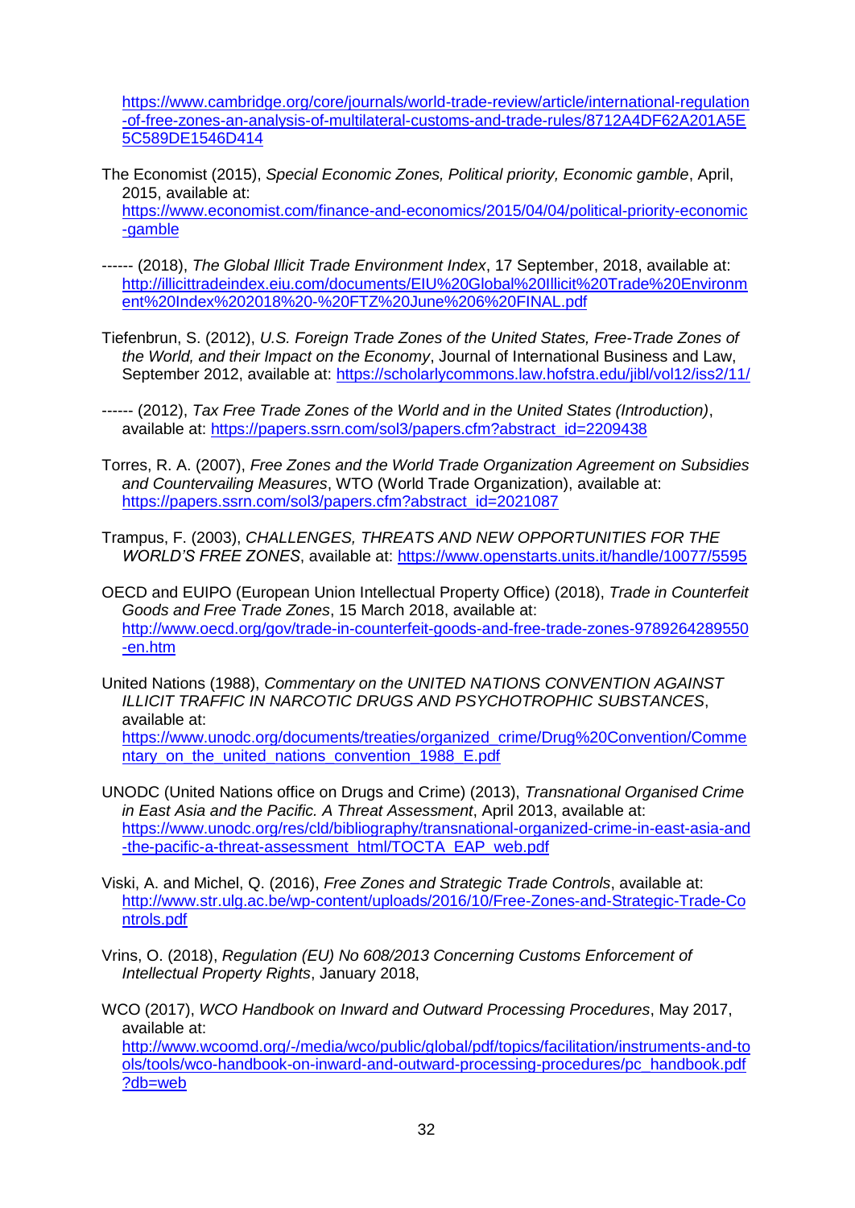https://www.cambridge.org/core/journals/world-trade-review/article/international-regulation-of-free-zones-an-analysis-of-multilateral-customs-and-trade-rules/8712A4DF62A201A5E5C589DE1546D414

The Economist (2015), *Special Economic Zones, Political priority, Economic gamble*, April, 2015, available at: https://www.economist.com/finance-and-economics/2015/04/04/political-priority-economic-gamble

------ (2018), *The Global Illicit Trade Environment Index*, 17 September, 2018, available at: http://illicittradeindex.eiu.com/documents/EIU%20Global%20Illicit%20Trade%20Environment%20Index%202018%20-%20FTZ%20June%206%20FINAL.pdf

Tiefenbrun, S. (2012), *U.S. Foreign Trade Zones of the United States, Free-Trade Zones of the World, and their Impact on the Economy*, Journal of International Business and Law, September 2012, available at: https://scholarlycommons.law.hofstra.edu/jibl/vol12/iss2/11/

------ (2012), *Tax Free Trade Zones of the World and in the United States (Introduction)*, available at: https://papers.ssrn.com/sol3/papers.cfm?abstract_id=2209438

Torres, R. A. (2007), *Free Zones and the World Trade Organization Agreement on Subsidies and Countervailing Measures*, WTO (World Trade Organization), available at: https://papers.ssrn.com/sol3/papers.cfm?abstract_id=2021087

Trampus, F. (2003), *CHALLENGES, THREATS AND NEW OPPORTUNITIES FOR THE WORLD'S FREE ZONES*, available at: https://www.openstarts.units.it/handle/10077/5595

OECD and EUIPO (European Union Intellectual Property Office) (2018), *Trade in Counterfeit Goods and Free Trade Zones*, 15 March 2018, available at: http://www.oecd.org/gov/trade-in-counterfeit-goods-and-free-trade-zones-9789264289550-en.htm

United Nations (1988), *Commentary on the UNITED NATIONS CONVENTION AGAINST ILLICIT TRAFFIC IN NARCOTIC DRUGS AND PSYCHOTROPHIC SUBSTANCES*, available at: https://www.unodc.org/documents/treaties/organized_crime/Drug%20Convention/Commentary_on_the_united_nations_convention_1988_E.pdf

UNODC (United Nations office on Drugs and Crime) (2013), *Transnational Organised Crime in East Asia and the Pacific. A Threat Assessment*, April 2013, available at: https://www.unodc.org/res/cld/bibliography/transnational-organized-crime-in-east-asia-and-the-pacific-a-threat-assessment_html/TOCTA_EAP_web.pdf

Viski, A. and Michel, Q. (2016), *Free Zones and Strategic Trade Controls*, available at: http://www.str.ulg.ac.be/wp-content/uploads/2016/10/Free-Zones-and-Strategic-Trade-Controls.pdf

Vrins, O. (2018), *Regulation (EU) No 608/2013 Concerning Customs Enforcement of Intellectual Property Rights*, January 2018,

WCO (2017), *WCO Handbook on Inward and Outward Processing Procedures*, May 2017, available at: http://www.wcoomd.org/-/media/wco/public/global/pdf/topics/facilitation/instruments-and-tools/tools/wco-handbook-on-inward-and-outward-processing-procedures/pc_handbook.pdf?db=web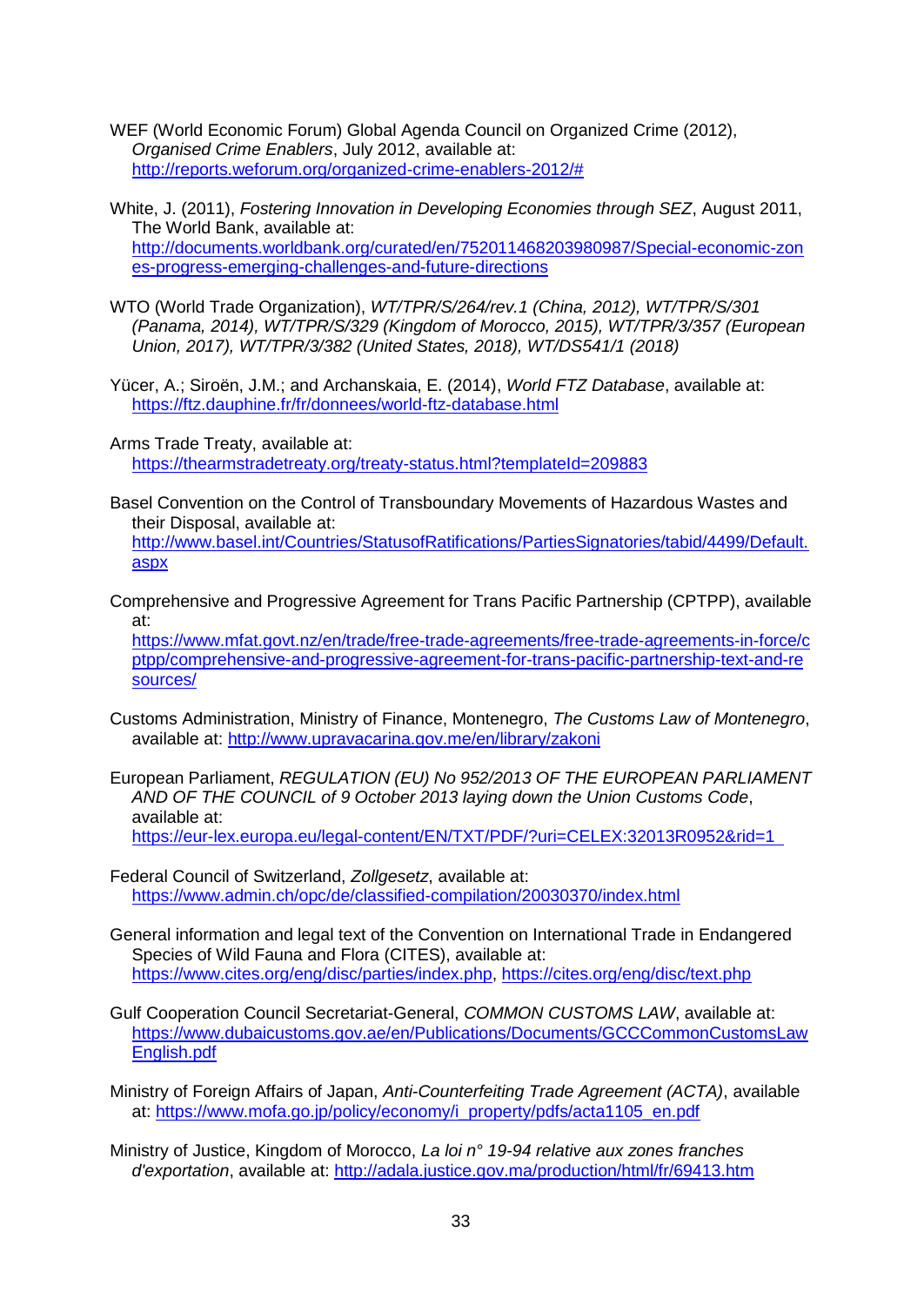WEF (World Economic Forum) Global Agenda Council on Organized Crime (2012), *Organised Crime Enablers*, July 2012, available at: http://reports.weforum.org/organized-crime-enablers-2012/#

White, J. (2011), *Fostering Innovation in Developing Economies through SEZ*, August 2011, The World Bank, available at: http://documents.worldbank.org/curated/en/752011468203980987/Special-economic-zones-progress-emerging-challenges-and-future-directions

WTO (World Trade Organization), *WT/TPR/S/264/rev.1 (China, 2012), WT/TPR/S/301 (Panama, 2014), WT/TPR/S/329 (Kingdom of Morocco, 2015), WT/TPR/3/357 (European Union, 2017), WT/TPR/3/382 (United States, 2018), WT/DS541/1 (2018)*

Yücer, A.; Siroën, J.M.; and Archanskaia, E. (2014), *World FTZ Database*, available at: https://ftz.dauphine.fr/fr/donnees/world-ftz-database.html

Arms Trade Treaty, available at: https://thearmstradetreaty.org/treaty-status.html?templateId=209883

Basel Convention on the Control of Transboundary Movements of Hazardous Wastes and their Disposal, available at: http://www.basel.int/Countries/StatusofRatifications/PartiesSignatories/tabid/4499/Default.aspx

Comprehensive and Progressive Agreement for Trans Pacific Partnership (CPTPP), available at: https://www.mfat.govt.nz/en/trade/free-trade-agreements/free-trade-agreements-in-force/cptpp/comprehensive-and-progressive-agreement-for-trans-pacific-partnership-text-and-resources/

Customs Administration, Ministry of Finance, Montenegro, *The Customs Law of Montenegro*, available at: http://www.upravacarina.gov.me/en/library/zakoni

European Parliament, *REGULATION (EU) No 952/2013 OF THE EUROPEAN PARLIAMENT AND OF THE COUNCIL of 9 October 2013 laying down the Union Customs Code*, available at: https://eur-lex.europa.eu/legal-content/EN/TXT/PDF/?uri=CELEX:32013R0952&rid=1

Federal Council of Switzerland, *Zollgesetz*, available at: https://www.admin.ch/opc/de/classified-compilation/20030370/index.html

General information and legal text of the Convention on International Trade in Endangered Species of Wild Fauna and Flora (CITES), available at: https://www.cites.org/eng/disc/parties/index.php, https://cites.org/eng/disc/text.php

Gulf Cooperation Council Secretariat-General, *COMMON CUSTOMS LAW*, available at: https://www.dubaicustoms.gov.ae/en/Publications/Documents/GCCCommonCustomsLawEnglish.pdf

Ministry of Foreign Affairs of Japan, *Anti-Counterfeiting Trade Agreement (ACTA)*, available at: https://www.mofa.go.jp/policy/economy/i_property/pdfs/acta1105_en.pdf

Ministry of Justice, Kingdom of Morocco, *La loi n° 19-94 relative aux zones franches d'exportation*, available at: http://adala.justice.gov.ma/production/html/fr/69413.htm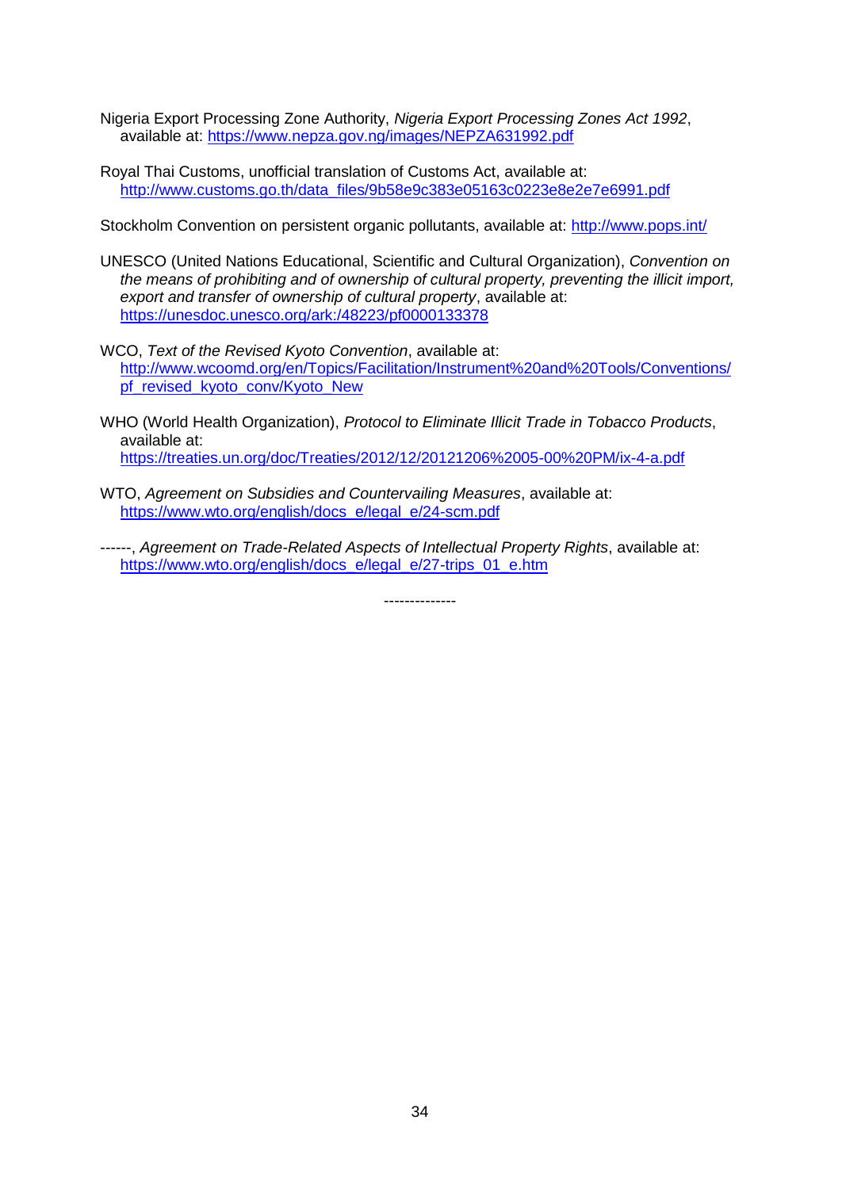Nigeria Export Processing Zone Authority, *Nigeria Export Processing Zones Act 1992*, available at: https://www.nepza.gov.ng/images/NEPZA631992.pdf

Royal Thai Customs, unofficial translation of Customs Act, available at: http://www.customs.go.th/data_files/9b58e9c383e05163c0223e8e2e7e6991.pdf

Stockholm Convention on persistent organic pollutants, available at: http://www.pops.int/

UNESCO (United Nations Educational, Scientific and Cultural Organization), *Convention on the means of prohibiting and of ownership of cultural property, preventing the illicit import, export and transfer of ownership of cultural property*, available at: https://unesdoc.unesco.org/ark:/48223/pf0000133378

WCO, *Text of the Revised Kyoto Convention*, available at: http://www.wcoomd.org/en/Topics/Facilitation/Instrument%20and%20Tools/Conventions/pf_revised_kyoto_conv/Kyoto_New

WHO (World Health Organization), *Protocol to Eliminate Illicit Trade in Tobacco Products*, available at: https://treaties.un.org/doc/Treaties/2012/12/20121206%2005-00%20PM/ix-4-a.pdf

WTO, *Agreement on Subsidies and Countervailing Measures*, available at: https://www.wto.org/english/docs_e/legal_e/24-scm.pdf

------, *Agreement on Trade-Related Aspects of Intellectual Property Rights*, available at: https://www.wto.org/english/docs_e/legal_e/27-trips_01_e.htm

--------------